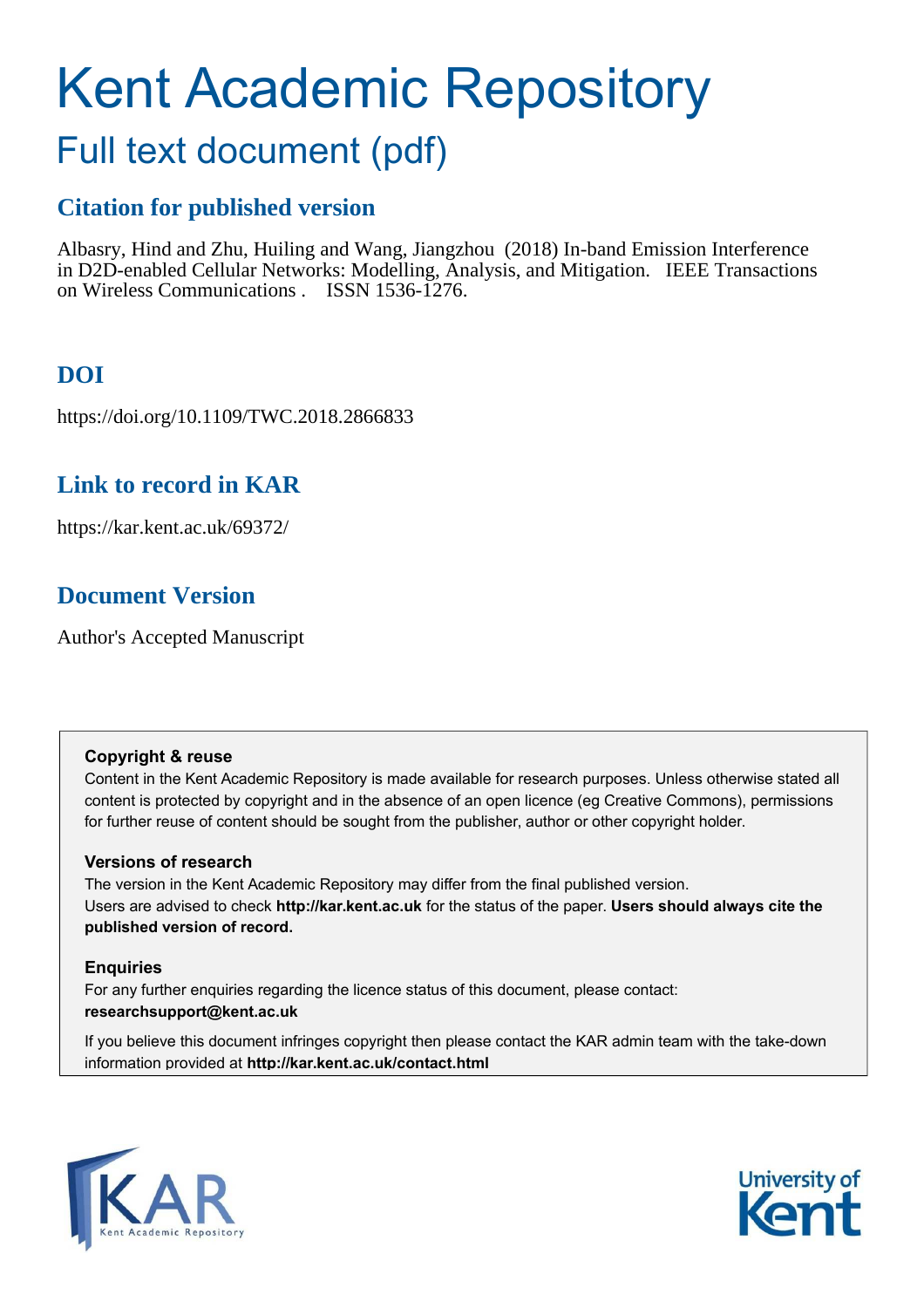# Kent Academic Repository

## Full text document (pdf)

### Citation for published version

Albasry, Hind and Zhu, Huiling and Wang, Jiangzhou (2018) In-band Emission Interference in D2D-enabled Cellular Networks: Modelling, Analysis, and Mitigation. IEEE Transactions on Wireless Communications . ISSN 1536-1276.

### DOI

https://doi.org/10.1109/TWC.2018.2866833

### Link to record in KAR

https://kar.kent.ac.uk/69372/

### Document Version

Author's Accepted Manuscript

**Copyright & reuse**

Content in the Kent Academic Repository is made available for research purposes. Unless otherwise stated all content is protected by copyright and in the absence of an open licence (eg Creative Commons), permissions for further reuse of content should be sought from the publisher, author or other copyright holder.

**Versions of research**

The version in the Kent Academic Repository may differ from the final published version. Users are advised to check **http://kar.kent.ac.uk** for the status of the paper. **Users should always cite the published version of record.**

**Enquiries**

For any further enquiries regarding the licence status of this document, please contact: **researchsupport@kent.ac.uk**

If you believe this document infringes copyright then please contact the KAR admin team with the take-down information provided at **http://kar.kent.ac.uk/contact.html**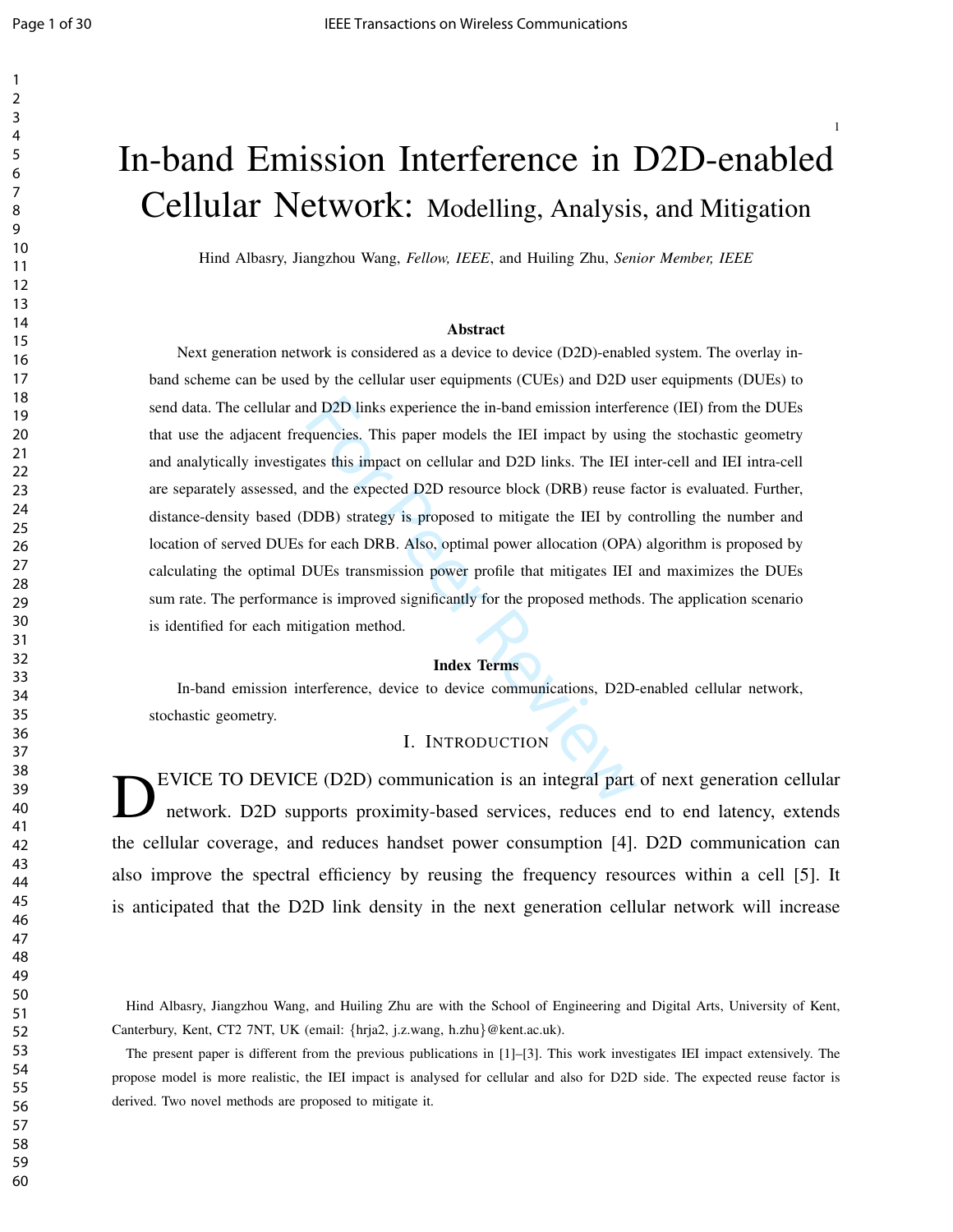# In-band Emission Interference in D2D-enabled Cellular Network: Modelling, Analysis, and Mitigation

Hind Albasry, Jiangzhou Wang, *Fellow, IEEE*, and Huiling Zhu, *Senior Member, IEEE*

### Abstract

Next generation network is considered as a device to device (D2D)-enabled system. The overlay in-band scheme can be used by the cellular user equipments (CUEs) and D2D user equipments (DUEs) to send data. The cellular and D2D links experience the in-band emission interference (IEI) from the DUEs that use the adjacent frequencies. This paper models the IEI impact by using the stochastic geometry and analytically investigates this impact on cellular and D2D links. The IEI inter-cell and IEI intra-cell are separately assessed, and the expected D2D resource block (DRB) reuse factor is evaluated. Further, distance-density based (DDB) strategy is proposed to mitigate the IEI by controlling the number and location of served DUEs for each DRB. Also, optimal power allocation (OPA) algorithm is proposed by calculating the optimal DUEs transmission power profile that mitigates IEI and maximizes the DUEs sum rate. The performance is improved significantly for the proposed methods. The application scenario is identified for each mitigation method.

### Index Terms

In-band emission interference, device to device communications, D2D-enabled cellular network, stochastic geometry.

## I. Introduction

DEVICE TO DEVICE (D2D) communication is an integral part of next generation cellular network. D2D supports proximity-based services, reduces end to end latency, extends the cellular coverage, and reduces handset power consumption [4]. D2D communication can also improve the spectral efficiency by reusing the frequency resources within a cell [5]. It is anticipated that the D2D link density in the next generation cellular network will increase

Hind Albasry, Jiangzhou Wang, and Huiling Zhu are with the School of Engineering and Digital Arts, University of Kent, Canterbury, Kent, CT2 7NT, UK (email: {hrja2, j.z.wang, h.zhu}@kent.ac.uk).

The present paper is different from the previous publications in [1]–[3]. This work investigates IEI impact extensively. The propose model is more realistic, the IEI impact is analysed for cellular and also for D2D side. The expected reuse factor is derived. Two novel methods are proposed to mitigate it.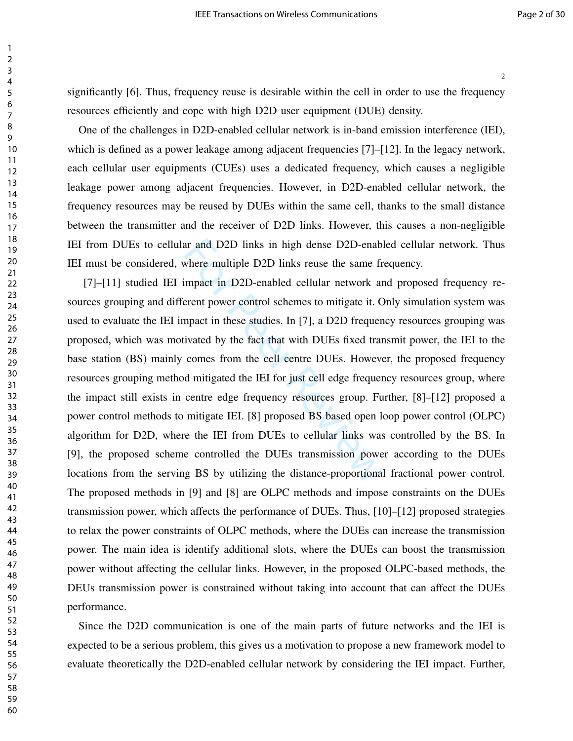significantly [6]. Thus, frequency reuse is desirable within the cell in order to use the frequency resources efficiently and cope with high D2D user equipment (DUE) density.

One of the challenges in D2D-enabled cellular network is in-band emission interference (IEI), which is defined as a power leakage among adjacent frequencies [7]–[12]. In the legacy network, each cellular user equipments (CUEs) uses a dedicated frequency, which causes a negligible leakage power among adjacent frequencies. However, in D2D-enabled cellular network, the frequency resources may be reused by DUEs within the same cell, thanks to the small distance between the transmitter and the receiver of D2D links. However, this causes a non-negligible IEI from DUEs to cellular and D2D links in high dense D2D-enabled cellular network. Thus IEI must be considered, where multiple D2D links reuse the same frequency.

[7]–[11] studied IEI impact in D2D-enabled cellular network and proposed frequency resources grouping and different power control schemes to mitigate it. Only simulation system was used to evaluate the IEI impact in these studies. In [7], a D2D frequency resources grouping was proposed, which was motivated by the fact that with DUEs fixed transmit power, the IEI to the base station (BS) mainly comes from the cell centre DUEs. However, the proposed frequency resources grouping method mitigated the IEI for just cell edge frequency resources group, where the impact still exists in centre edge frequency resources group. Further, [8]–[12] proposed a power control methods to mitigate IEI. [8] proposed BS based open loop power control (OLPC) algorithm for D2D, where the IEI from DUEs to cellular links was controlled by the BS. In [9], the proposed scheme controlled the DUEs transmission power according to the DUEs locations from the serving BS by utilizing the distance-proportional fractional power control. The proposed methods in [9] and [8] are OLPC methods and impose constraints on the DUEs transmission power, which affects the performance of DUEs. Thus, [10]–[12] proposed strategies to relax the power constraints of OLPC methods, where the DUEs can increase the transmission power. The main idea is identify additional slots, where the DUEs can boost the transmission power without affecting the cellular links. However, in the proposed OLPC-based methods, the DEUs transmission power is constrained without taking into account that can affect the DUEs performance.

Since the D2D communication is one of the main parts of future networks and the IEI is expected to be a serious problem, this gives us a motivation to propose a new framework model to evaluate theoretically the D2D-enabled cellular network by considering the IEI impact. Further,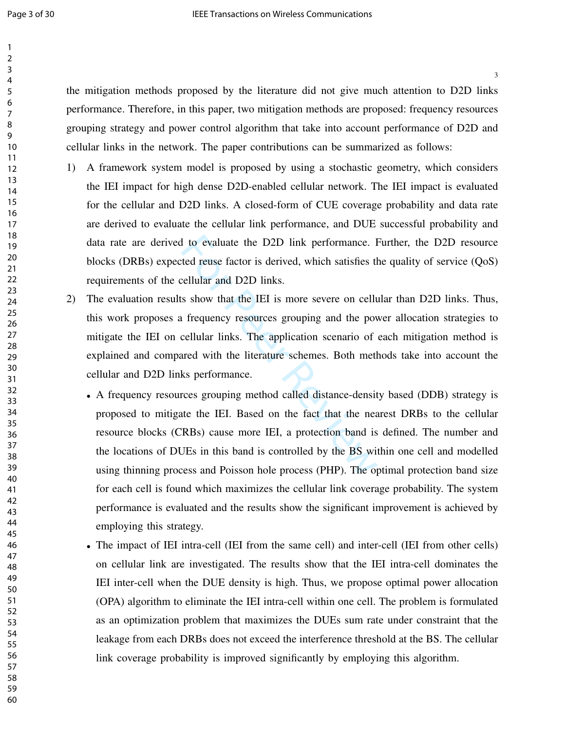the mitigation methods proposed by the literature did not give much attention to D2D links performance. Therefore, in this paper, two mitigation methods are proposed: frequency resources grouping strategy and power control algorithm that take into account performance of D2D and cellular links in the network. The paper contributions can be summarized as follows:

1) A framework system model is proposed by using a stochastic geometry, which considers the IEI impact for high dense D2D-enabled cellular network. The IEI impact is evaluated for the cellular and D2D links. A closed-form of CUE coverage probability and data rate are derived to evaluate the cellular link performance, and DUE successful probability and data rate are derived to evaluate the D2D link performance. Further, the D2D resource blocks (DRBs) expected reuse factor is derived, which satisfies the quality of service (QoS) requirements of the cellular and D2D links.
2) The evaluation results show that the IEI is more severe on cellular than D2D links. Thus, this work proposes a frequency resources grouping and the power allocation strategies to mitigate the IEI on cellular links. The application scenario of each mitigation method is explained and compared with the literature schemes. Both methods take into account the cellular and D2D links performance.
   - A frequency resources grouping method called distance-density based (DDB) strategy is proposed to mitigate the IEI. Based on the fact that the nearest DRBs to the cellular resource blocks (CRBs) cause more IEI, a protection band is defined. The number and the locations of DUEs in this band is controlled by the BS within one cell and modelled using thinning process and Poisson hole process (PHP). The optimal protection band size for each cell is found which maximizes the cellular link coverage probability. The system performance is evaluated and the results show the significant improvement is achieved by employing this strategy.
   - The impact of IEI intra-cell (IEI from the same cell) and inter-cell (IEI from other cells) on cellular link are investigated. The results show that the IEI intra-cell dominates the IEI inter-cell when the DUE density is high. Thus, we propose optimal power allocation (OPA) algorithm to eliminate the IEI intra-cell within one cell. The problem is formulated as an optimization problem that maximizes the DUEs sum rate under constraint that the leakage from each DRBs does not exceed the interference threshold at the BS. The cellular link coverage probability is improved significantly by employing this algorithm.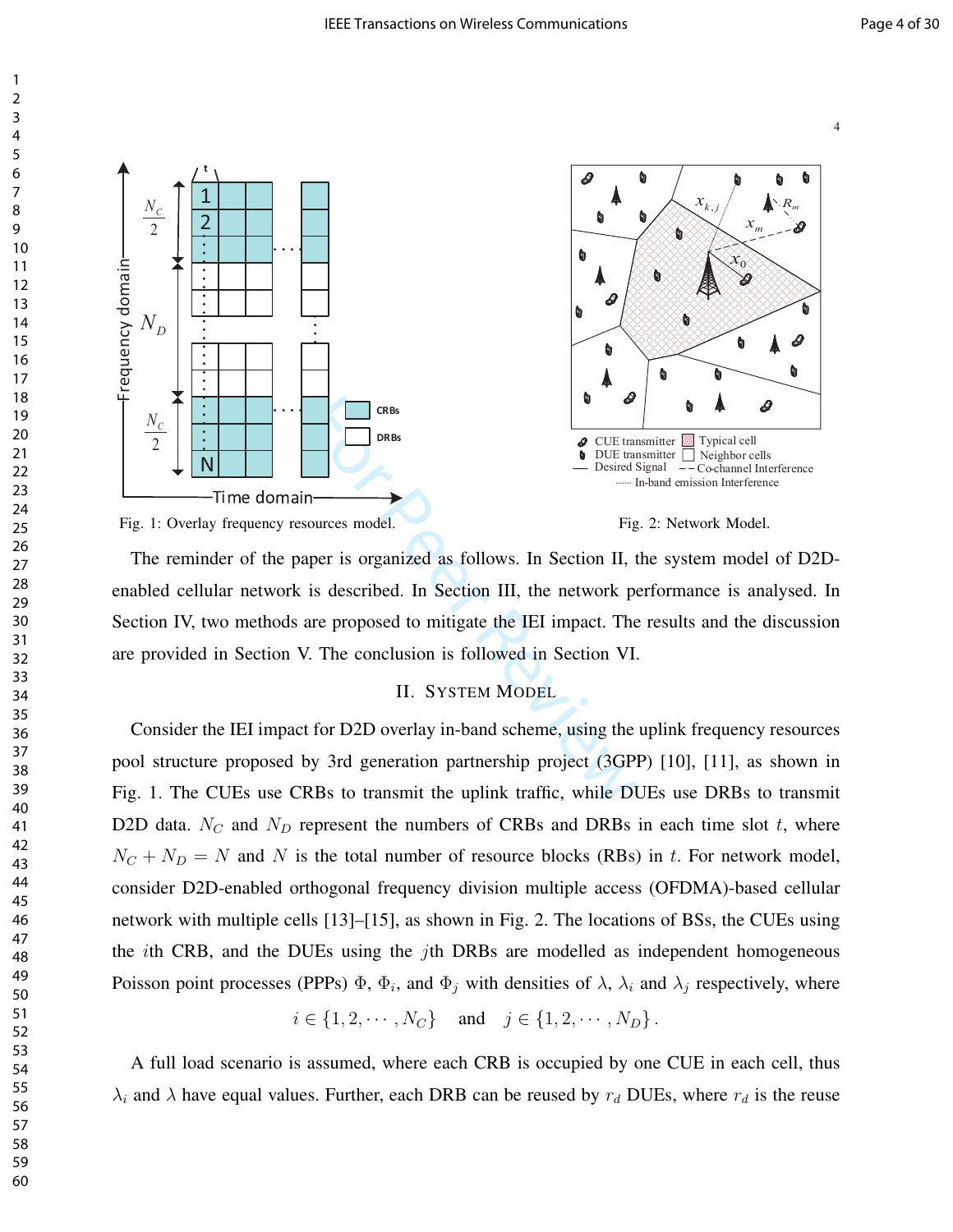Fig. 1: Overlay frequency resources model.

Fig. 2: Network Model.

The reminder of the paper is organized as follows. In Section II, the system model of D2D-enabled cellular network is described. In Section III, the network performance is analysed. In Section IV, two methods are proposed to mitigate the IEI impact. The results and the discussion are provided in Section V. The conclusion is followed in Section VI.

## II. System Model

Consider the IEI impact for D2D overlay in-band scheme, using the uplink frequency resources pool structure proposed by 3rd generation partnership project (3GPP) [10], [11], as shown in Fig. 1. The CUEs use CRBs to transmit the uplink traffic, while DUEs use DRBs to transmit D2D data. $N_C$ and $N_D$ represent the numbers of CRBs and DRBs in each time slot $t$, where $N_C + N_D = N$ and $N$ is the total number of resource blocks (RBs) in $t$. For network model, consider D2D-enabled orthogonal frequency division multiple access (OFDMA)-based cellular network with multiple cells [13]–[15], as shown in Fig. 2. The locations of BSs, the CUEs using the $i$th CRB, and the DUEs using the $j$th DRBs are modelled as independent homogeneous Poisson point processes (PPPs) $\Phi$, $\Phi_i$, and $\Phi_j$ with densities of $\lambda$, $\lambda_i$ and $\lambda_j$ respectively, where

$$i \in \{1, 2, \cdots, N_C\} \quad \text{and} \quad j \in \{1, 2, \cdots, N_D\}.$$

A full load scenario is assumed, where each CRB is occupied by one CUE in each cell, thus $\lambda_i$ and $\lambda$ have equal values. Further, each DRB can be reused by $r_d$ DUEs, where $r_d$ is the reuse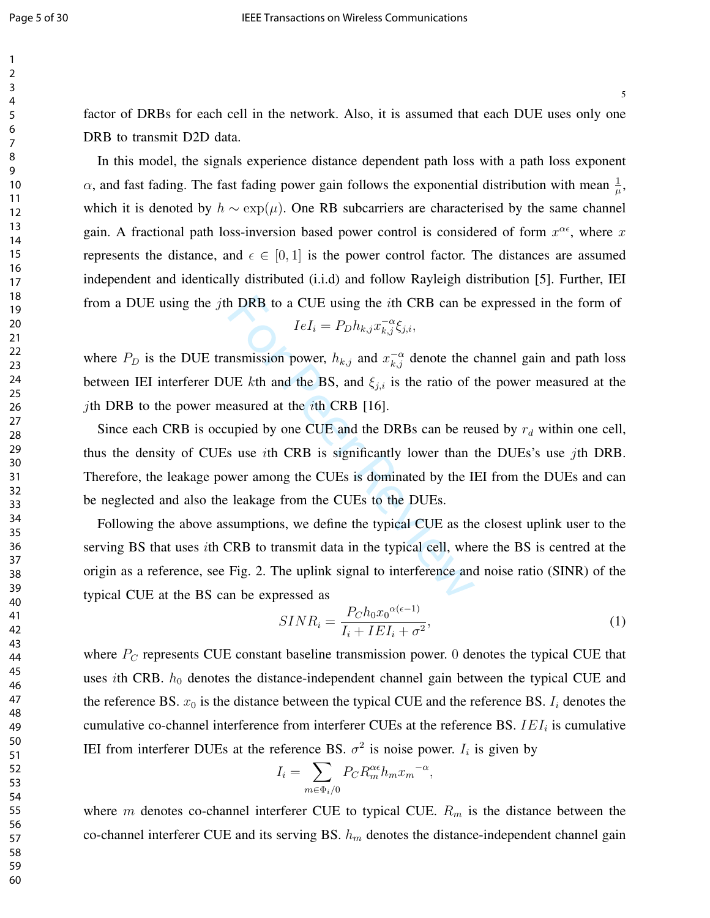factor of DRBs for each cell in the network. Also, it is assumed that each DUE uses only one DRB to transmit D2D data.

In this model, the signals experience distance dependent path loss with a path loss exponent $\alpha$, and fast fading. The fast fading power gain follows the exponential distribution with mean $\frac{1}{\mu}$, which it is denoted by $h \sim \exp(\mu)$. One RB subcarriers are characterised by the same channel gain. A fractional path loss-inversion based power control is considered of form $x^{\alpha\epsilon}$, where $x$ represents the distance, and $\epsilon \in [0, 1]$ is the power control factor. The distances are assumed independent and identically distributed (i.i.d) and follow Rayleigh distribution [5]. Further, IEI from a DUE using the $j$th DRB to a CUE using the $i$th CRB can be expressed in the form of

$$IeI_i = P_D h_{k,j} x_{k,j}^{-\alpha} \xi_{j,i},$$

where $P_D$ is the DUE transmission power, $h_{k,j}$ and $x_{k,j}^{-\alpha}$ denote the channel gain and path loss between IEI interferer DUE $k$th and the BS, and $\xi_{j,i}$ is the ratio of the power measured at the $j$th DRB to the power measured at the $i$th CRB [16].

Since each CRB is occupied by one CUE and the DRBs can be reused by $r_d$ within one cell, thus the density of CUEs use $i$th CRB is significantly lower than the DUEs's use $j$th DRB. Therefore, the leakage power among the CUEs is dominated by the IEI from the DUEs and can be neglected and also the leakage from the CUEs to the DUEs.

Following the above assumptions, we define the typical CUE as the closest uplink user to the serving BS that uses $i$th CRB to transmit data in the typical cell, where the BS is centred at the origin as a reference, see Fig. 2. The uplink signal to interference and noise ratio (SINR) of the typical CUE at the BS can be expressed as

$$SINR_i = \frac{P_C h_0 {x_0}^{\alpha(\epsilon-1)}}{I_i + IEI_i + \sigma^2}, \tag{1}$$

where $P_C$ represents CUE constant baseline transmission power. $0$ denotes the typical CUE that uses $i$th CRB. $h_0$ denotes the distance-independent channel gain between the typical CUE and the reference BS. $x_0$ is the distance between the typical CUE and the reference BS. $I_i$ denotes the cumulative co-channel interference from interferer CUEs at the reference BS. $IEI_i$ is cumulative IEI from interferer DUEs at the reference BS. $\sigma^2$ is noise power. $I_i$ is given by

$$I_i = \sum_{m \in \Phi_i/0} P_C R_m^{\alpha\epsilon} h_m {x_m}^{-\alpha},$$

where $m$ denotes co-channel interferer CUE to typical CUE. $R_m$ is the distance between the co-channel interferer CUE and its serving BS. $h_m$ denotes the distance-independent channel gain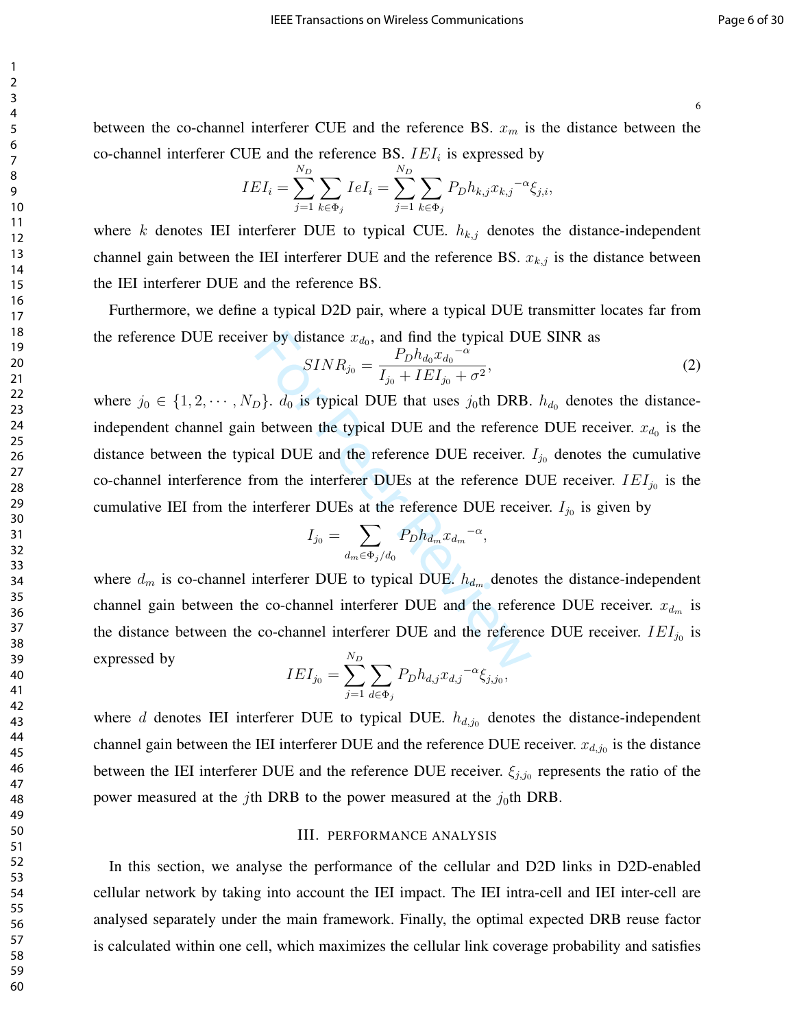between the co-channel interferer CUE and the reference BS. $x_m$ is the distance between the co-channel interferer CUE and the reference BS. $IEI_i$ is expressed by

$$IEI_i = \sum_{j=1}^{N_D} \sum_{k \in \Phi_j} IeI_i = \sum_{j=1}^{N_D} \sum_{k \in \Phi_j} P_D h_{k,j} {x_{k,j}}^{-\alpha} \xi_{j,i},$$

where $k$ denotes IEI interferer DUE to typical CUE. $h_{k,j}$ denotes the distance-independent channel gain between the IEI interferer DUE and the reference BS. $x_{k,j}$ is the distance between the IEI interferer DUE and the reference BS.

Furthermore, we define a typical D2D pair, where a typical DUE transmitter locates far from the reference DUE receiver by distance $x_{d_0}$, and find the typical DUE SINR as

$$SINR_{j_0} = \frac{P_D h_{d_0} {x_{d_0}}^{-\alpha}}{I_{j_0} + IEI_{j_0} + \sigma^2}, \tag{2}$$

where $j_0 \in \{1, 2, \cdots, N_D\}$. $d_0$ is typical DUE that uses $j_0$th DRB. $h_{d_0}$ denotes the distance-independent channel gain between the typical DUE and the reference DUE receiver. $x_{d_0}$ is the distance between the typical DUE and the reference DUE receiver. $I_{j_0}$ denotes the cumulative co-channel interference from the interferer DUEs at the reference DUE receiver. $IEI_{j_0}$ is the cumulative IEI from the interferer DUEs at the reference DUE receiver. $I_{j_0}$ is given by

$$I_{j_0} = \sum_{d_m \in \Phi_j / d_0} P_D h_{d_m} {x_{d_m}}^{-\alpha},$$

where $d_m$ is co-channel interferer DUE to typical DUE. $h_{d_m}$ denotes the distance-independent channel gain between the co-channel interferer DUE and the reference DUE receiver. $x_{d_m}$ is the distance between the co-channel interferer DUE and the reference DUE receiver. $IEI_{j_0}$ is expressed by

$$IEI_{j_0} = \sum_{j=1}^{N_D} \sum_{d \in \Phi_j} P_D h_{d,j} {x_{d,j}}^{-\alpha} \xi_{j,j_0},$$

where $d$ denotes IEI interferer DUE to typical DUE. $h_{d,j_0}$ denotes the distance-independent channel gain between the IEI interferer DUE and the reference DUE receiver. $x_{d,j_0}$ is the distance between the IEI interferer DUE and the reference DUE receiver. $\xi_{j,j_0}$ represents the ratio of the power measured at the $j$th DRB to the power measured at the $j_0$th DRB.

## III. PERFORMANCE ANALYSIS

In this section, we analyse the performance of the cellular and D2D links in D2D-enabled cellular network by taking into account the IEI impact. The IEI intra-cell and IEI inter-cell are analysed separately under the main framework. Finally, the optimal expected DRB reuse factor is calculated within one cell, which maximizes the cellular link coverage probability and satisfies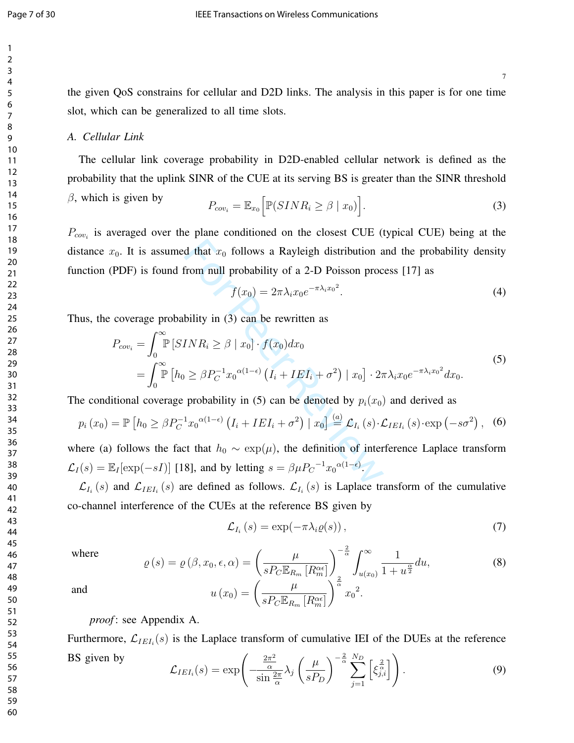the given QoS constrains for cellular and D2D links. The analysis in this paper is for one time slot, which can be generalized to all time slots.

### *A. Cellular Link*

The cellular link coverage probability in D2D-enabled cellular network is defined as the probability that the uplink SINR of the CUE at its serving BS is greater than the SINR threshold $\beta$, which is given by

$$P_{cov_i} = \mathbb{E}_{x_0}\Big[\mathbb{P}(SINR_i \geq \beta \mid x_0)\Big]. \tag{3}$$

$P_{cov_i}$ is averaged over the plane conditioned on the closest CUE (typical CUE) being at the distance $x_0$. It is assumed that $x_0$ follows a Rayleigh distribution and the probability density function (PDF) is found from null probability of a 2-D Poisson process [17] as

$$f(x_0) = 2\pi\lambda_i x_0 e^{-\pi\lambda_i {x_0}^2}. \tag{4}$$

Thus, the coverage probability in (3) can be rewritten as

$$\begin{aligned} P_{cov_i} &= \int_0^\infty \mathbb{P}\left[SINR_i \geq \beta \mid x_0\right] \cdot f(x_0) dx_0 \\ &= \int_0^\infty \mathbb{P}\left[h_0 \geq \beta P_C^{-1} {x_0}^{\alpha(1-\epsilon)} \left(I_i + IEI_i + \sigma^2\right) \mid x_0\right] \cdot 2\pi\lambda_i x_0 e^{-\pi\lambda_i {x_0}^2} dx_0. \end{aligned} \tag{5}$$

The conditional coverage probability in (5) can be denoted by $p_i(x_0)$ and derived as

$$p_i\left(x_0\right) = \mathbb{P}\left[h_0 \geq \beta P_C^{-1} {x_0}^{\alpha(1-\epsilon)} \left(I_i + IEI_i + \sigma^2\right) \mid x_0\right] \overset{(a)}{=} \mathcal{L}_{I_i}\left(s\right) \cdot \mathcal{L}_{IEI_i}\left(s\right) \cdot \exp\left(-s\sigma^2\right), \tag{6}$$

where (a) follows the fact that $h_0 \sim \exp(\mu)$, the definition of interference Laplace transform $\mathcal{L}_I(s) = \mathbb{E}_I[\exp(-sI)]$ [18], and by letting $s = \beta\mu {P_C}^{-1} {x_0}^{\alpha(1-\epsilon)}$.

$\mathcal{L}_{I_i}\left(s\right)$ and $\mathcal{L}_{IEI_i}\left(s\right)$ are defined as follows. $\mathcal{L}_{I_i}\left(s\right)$ is Laplace transform of the cumulative co-channel interference of the CUEs at the reference BS given by

$$\mathcal{L}_{I_i}\left(s\right) = \exp(-\pi\lambda_i \varrho(s)), \tag{7}$$

where

$$\varrho\left(s\right) = \varrho\left(\beta, x_0, \epsilon, \alpha\right) = \left(\frac{\mu}{sP_C\mathbb{E}_{R_m}\left[R_m^{\alpha\epsilon}\right]}\right)^{-\frac{2}{\alpha}} \int_{u(x_0)}^\infty \frac{1}{1+u^{\frac{\alpha}{2}}} du, \tag{8}$$

and

$$u\left(x_0\right) = \left(\frac{\mu}{sP_C\mathbb{E}_{R_m}\left[R_m^{\alpha\epsilon}\right]}\right)^{\frac{2}{\alpha}} {x_0}^2.$$

*proof*: see Appendix A.

Furthermore, $\mathcal{L}_{IEI_i}(s)$ is the Laplace transform of cumulative IEI of the DUEs at the reference BS given by

$$\mathcal{L}_{IEI_i}(s) = \exp\left(-\frac{\frac{2\pi^2}{\alpha}}{\sin\frac{2\pi}{\alpha}}\lambda_j \left(\frac{\mu}{sP_D}\right)^{-\frac{2}{\alpha}} \sum_{j=1}^{N_D} \left[\xi_{j,i}^{\frac{2}{\alpha}}\right]\right). \tag{9}$$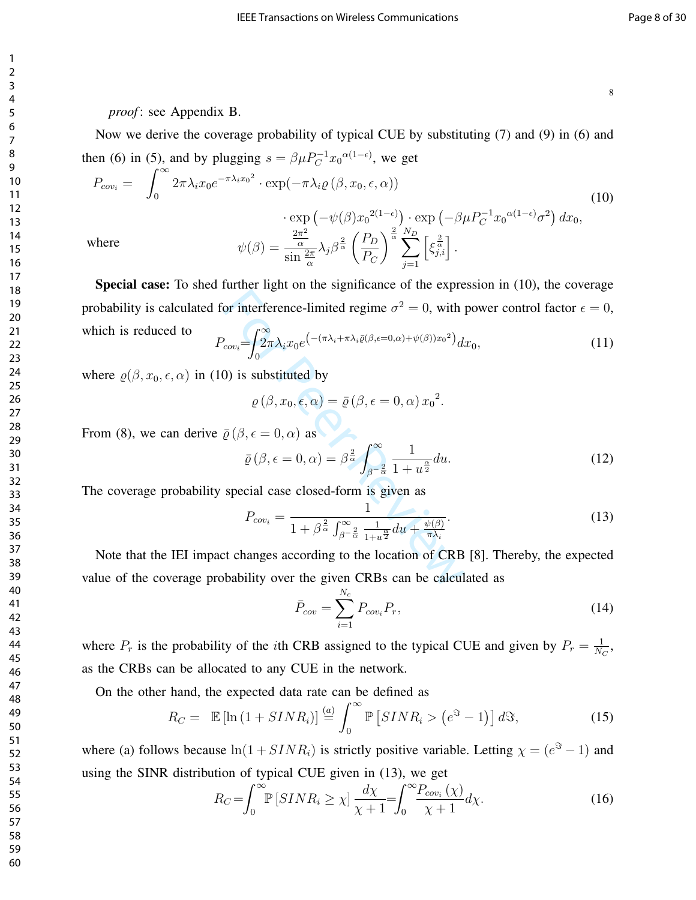*proof*: see Appendix B.

Now we derive the coverage probability of typical CUE by substituting (7) and (9) in (6) and then (6) in (5), and by plugging $s = \beta \mu P_C^{-1} {x_0}^{\alpha(1-\epsilon)}$, we get

$$P_{cov_i} = \int_0^\infty 2\pi\lambda_i x_0 e^{-\pi\lambda_i {x_0}^2} \cdot \exp(-\pi\lambda_i \varrho(\beta, x_0, \epsilon, \alpha)) \cdot \exp\left(-\psi(\beta){x_0}^{2(1-\epsilon)}\right) \cdot \exp\left(-\beta\mu P_C^{-1} {x_0}^{\alpha(1-\epsilon)}\sigma^2\right) dx_0, \tag{10}$$

where

$$\psi(\beta) = \frac{\frac{2\pi^2}{\alpha}}{\sin\frac{2\pi}{\alpha}} \lambda_j \beta^{\frac{2}{\alpha}} \left(\frac{P_D}{P_C}\right)^{\frac{2}{\alpha}} \sum_{j=1}^{N_D} \left[\xi_{j,i}^{\frac{2}{\alpha}}\right].$$

**Special case:** To shed further light on the significance of the expression in (10), the coverage probability is calculated for interference-limited regime $\sigma^2 = 0$, with power control factor $\epsilon = 0$, which is reduced to

$$P_{cov_i} = \int_0^\infty 2\pi\lambda_i x_0 e^{\left(-(\pi\lambda_i + \pi\lambda_i \bar{\varrho}(\beta, \epsilon=0, \alpha) + \psi(\beta)){x_0}^2\right)} dx_0, \tag{11}$$

where $\varrho(\beta, x_0, \epsilon, \alpha)$ in (10) is substituted by

$$\varrho(\beta, x_0, \epsilon, \alpha) = \bar{\varrho}(\beta, \epsilon = 0, \alpha){x_0}^2.$$

From (8), we can derive $\bar{\varrho}(\beta, \epsilon = 0, \alpha)$ as

$$\bar{\varrho}(\beta, \epsilon = 0, \alpha) = \beta^{\frac{2}{\alpha}} \int_{\beta^{-\frac{2}{\alpha}}}^\infty \frac{1}{1 + u^{\frac{\alpha}{2}}} du. \tag{12}$$

The coverage probability special case closed-form is given as

$$P_{cov_i} = \frac{1}{1 + \beta^{\frac{2}{\alpha}} \int_{\beta^{-\frac{2}{\alpha}}}^\infty \frac{1}{1+u^{\frac{\alpha}{2}}} du + \frac{\psi(\beta)}{\pi\lambda_i}}. \tag{13}$$

Note that the IEI impact changes according to the location of CRB [8]. Thereby, the expected value of the coverage probability over the given CRBs can be calculated as

$$\bar{P}_{cov} = \sum_{i=1}^{N_c} P_{cov_i} P_r, \tag{14}$$

where $P_r$ is the probability of the $i$th CRB assigned to the typical CUE and given by $P_r = \frac{1}{N_C}$, as the CRBs can be allocated to any CUE in the network.

On the other hand, the expected data rate can be defined as

$$R_C = \mathbb{E}\left[\ln(1 + SINR_i)\right] \stackrel{(a)}{=} \int_0^\infty \mathbb{P}\left[SINR_i > \left(e^{\Im} - 1\right)\right] d\Im, \tag{15}$$

where (a) follows because $\ln(1 + SINR_i)$ is strictly positive variable. Letting $\chi = (e^{\Im} - 1)$ and using the SINR distribution of typical CUE given in (13), we get

$$R_C = \int_0^\infty \mathbb{P}\left[SINR_i \geq \chi\right] \frac{d\chi}{\chi + 1} = \int_0^\infty \frac{P_{cov_i}(\chi)}{\chi + 1} d\chi. \tag{16}$$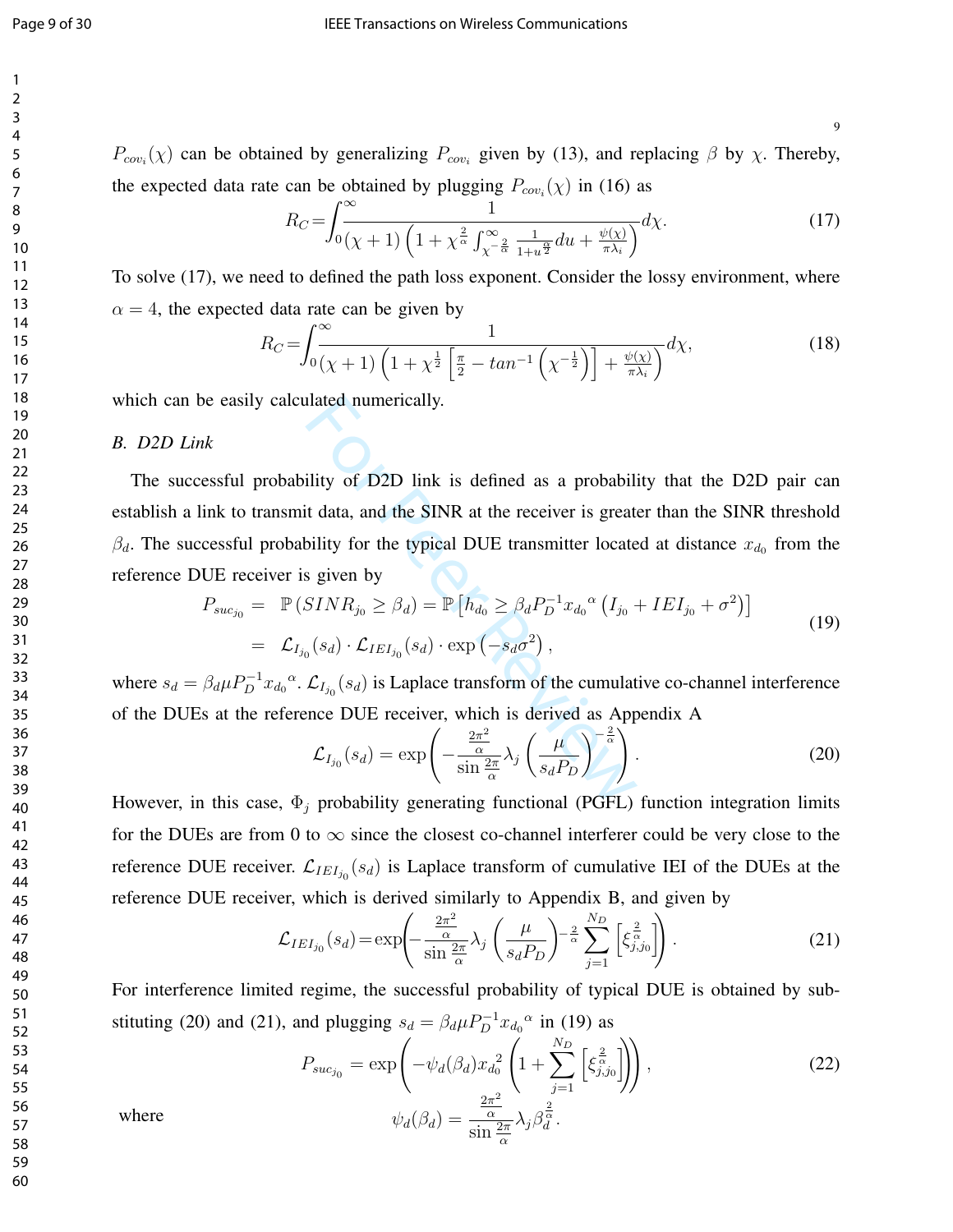$P_{cov_i}(\chi)$ can be obtained by generalizing $P_{cov_i}$ given by (13), and replacing $\beta$ by $\chi$. Thereby, the expected data rate can be obtained by plugging $P_{cov_i}(\chi)$ in (16) as

$$R_C=\int_0^\infty \frac{1}{(\chi+1)\left(1+\chi^{\frac{2}{\alpha}}\int_{\chi^{-\frac{2}{\alpha}}}^{\infty}\frac{1}{1+u^{\frac{\alpha}{2}}}du+\frac{\psi(\chi)}{\pi\lambda_i}\right)}d\chi. \tag{17}$$

To solve (17), we need to defined the path loss exponent. Consider the lossy environment, where $\alpha = 4$, the expected data rate can be given by

$$R_C=\int_0^\infty \frac{1}{(\chi+1)\left(1+\chi^{\frac{1}{2}}\left[\frac{\pi}{2}-tan^{-1}\left(\chi^{-\frac{1}{2}}\right)\right]+\frac{\psi(\chi)}{\pi\lambda_i}\right)}d\chi, \tag{18}$$

which can be easily calculated numerically.

### B. D2D Link

The successful probability of D2D link is defined as a probability that the D2D pair can establish a link to transmit data, and the SINR at the receiver is greater than the SINR threshold $\beta_d$. The successful probability for the typical DUE transmitter located at distance $x_{d_0}$ from the reference DUE receiver is given by

$$\begin{aligned}P_{suc_{j_0}} &= \mathbb{P}\left(SINR_{j_0}\geq\beta_d\right)=\mathbb{P}\left[h_{d_0}\geq\beta_d P_D^{-1}{x_{d_0}}^{\alpha}\left(I_{j_0}+IEI_{j_0}+\sigma^2\right)\right]\\ &= \mathcal{L}_{I_{j_0}}(s_d)\cdot\mathcal{L}_{IEI_{j_0}}(s_d)\cdot\exp\left(-s_d\sigma^2\right),\end{aligned} \tag{19}$$

where $s_d=\beta_d\mu P_D^{-1}{x_{d_0}}^{\alpha}$. $\mathcal{L}_{I_{j_0}}(s_d)$ is Laplace transform of the cumulative co-channel interference of the DUEs at the reference DUE receiver, which is derived as Appendix A

$$\mathcal{L}_{I_{j_0}}(s_d)=\exp\left(-\frac{\frac{2\pi^2}{\alpha}}{\sin\frac{2\pi}{\alpha}}\lambda_j\left(\frac{\mu}{s_d P_D}\right)^{-\frac{2}{\alpha}}\right). \tag{20}$$

However, in this case, $\Phi_j$ probability generating functional (PGFL) function integration limits for the DUEs are from 0 to $\infty$ since the closest co-channel interferer could be very close to the reference DUE receiver. $\mathcal{L}_{IEI_{j_0}}(s_d)$ is Laplace transform of cumulative IEI of the DUEs at the reference DUE receiver, which is derived similarly to Appendix B, and given by

$$\mathcal{L}_{IEI_{j_0}}(s_d)=\exp\left(-\frac{\frac{2\pi^2}{\alpha}}{\sin\frac{2\pi}{\alpha}}\lambda_j\left(\frac{\mu}{s_d P_D}\right)^{-\frac{2}{\alpha}}\sum_{j=1}^{N_D}\left[\xi_{j,j_0}^{\frac{2}{\alpha}}\right]\right). \tag{21}$$

For interference limited regime, the successful probability of typical DUE is obtained by substituting (20) and (21), and plugging $s_d=\beta_d\mu P_D^{-1}{x_{d_0}}^{\alpha}$ in (19) as

$$P_{suc_{j_0}}=\exp\left(-\psi_d(\beta_d){x_{d_0}}^2\left(1+\sum_{j=1}^{N_D}\left[\xi_{j,j_0}^{\frac{2}{\alpha}}\right]\right)\right), \tag{22}$$

where

$$\psi_d(\beta_d)=\frac{\frac{2\pi^2}{\alpha}}{\sin\frac{2\pi}{\alpha}}\lambda_j\beta_d^{\frac{2}{\alpha}}.$$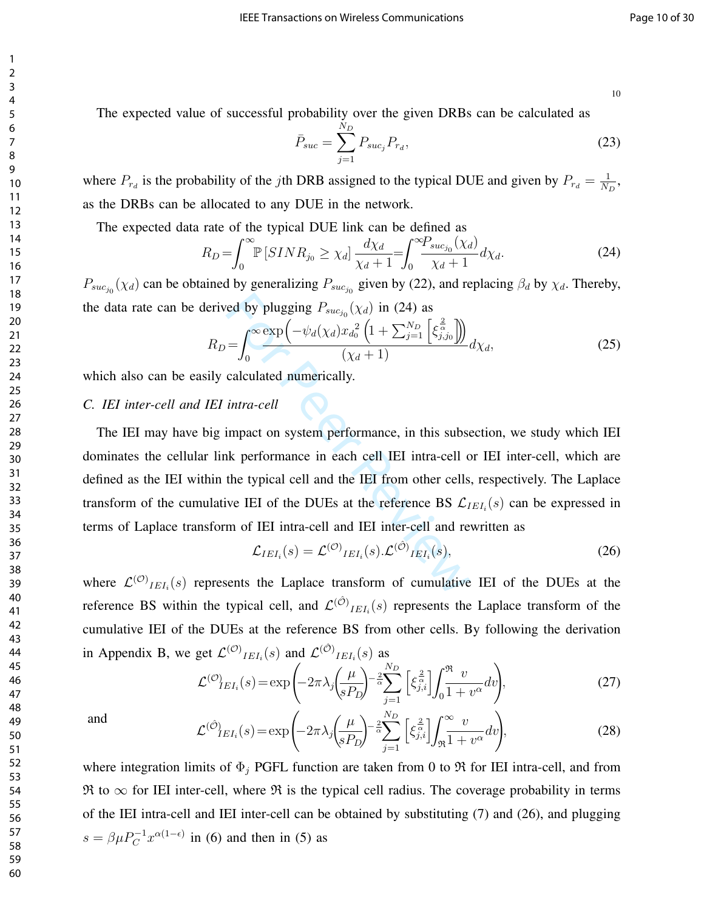The expected value of successful probability over the given DRBs can be calculated as

$$\bar{P}_{suc} = \sum_{j=1}^{N_D} P_{suc_j} P_{r_d}, \tag{23}$$

where $P_{r_d}$ is the probability of the $j$th DRB assigned to the typical DUE and given by $P_{r_d} = \frac{1}{N_D}$, as the DRBs can be allocated to any DUE in the network.

The expected data rate of the typical DUE link can be defined as

$$R_D = \int_0^{\infty} \mathbb{P}\left[SINR_{j_0} \geq \chi_d\right] \frac{d\chi_d}{\chi_d + 1} = \int_0^{\infty} \frac{P_{suc_{j_0}}(\chi_d)}{\chi_d + 1} d\chi_d. \tag{24}$$

$P_{suc_{j_0}}(\chi_d)$ can be obtained by generalizing $P_{suc_{j_0}}$ given by (22), and replacing $\beta_d$ by $\chi_d$. Thereby, the data rate can be derived by plugging $P_{suc_{j_0}}(\chi_d)$ in (24) as

$$R_D = \int_0^{\infty} \frac{\exp\left(-\psi_d(\chi_d) x_{d_0}^2 \left(1 + \sum_{j=1}^{N_D} \left[\xi_{j,j_0}^{\frac{2}{\alpha}}\right]\right)\right)}{(\chi_d + 1)} d\chi_d, \tag{25}$$

which also can be easily calculated numerically.

### C. IEI inter-cell and IEI intra-cell

The IEI may have big impact on system performance, in this subsection, we study which IEI dominates the cellular link performance in each cell IEI intra-cell or IEI inter-cell, which are defined as the IEI within the typical cell and the IEI from other cells, respectively. The Laplace transform of the cumulative IEI of the DUEs at the reference BS $\mathcal{L}_{IEI_i}(s)$ can be expressed in terms of Laplace transform of IEI intra-cell and IEI inter-cell and rewritten as

$$\mathcal{L}_{IEI_i}(s) = \mathcal{L}^{(\mathcal{O})}{}_{IEI_i}(s) . \mathcal{L}^{(\hat{\mathcal{O}})}{}_{IEI_i}(s), \tag{26}$$

where $\mathcal{L}^{(\mathcal{O})}{}_{IEI_i}(s)$ represents the Laplace transform of cumulative IEI of the DUEs at the reference BS within the typical cell, and $\mathcal{L}^{(\hat{\mathcal{O}})}{}_{IEI_i}(s)$ represents the Laplace transform of the cumulative IEI of the DUEs at the reference BS from other cells. By following the derivation in Appendix B, we get $\mathcal{L}^{(\mathcal{O})}{}_{IEI_i}(s)$ and $\mathcal{L}^{(\hat{\mathcal{O}})}{}_{IEI_i}(s)$ as

$$\mathcal{L}^{(\mathcal{O})}{}_{IEI_i}(s) = \exp\left(-2\pi\lambda_j \left(\frac{\mu}{sP_D}\right)^{-\frac{2}{\alpha}} \sum_{j=1}^{N_D} \left[\xi_{j,i}^{\frac{2}{\alpha}}\right] \int_0^{\mathfrak{R}} \frac{v}{1 + v^{\alpha}} dv\right), \tag{27}$$

and

$$\mathcal{L}^{(\hat{\mathcal{O}})}{}_{IEI_i}(s) = \exp\left(-2\pi\lambda_j \left(\frac{\mu}{sP_D}\right)^{-\frac{2}{\alpha}} \sum_{j=1}^{N_D} \left[\xi_{j,i}^{\frac{2}{\alpha}}\right] \int_{\mathfrak{R}}^{\infty} \frac{v}{1 + v^{\alpha}} dv\right), \tag{28}$$

where integration limits of $\Phi_j$ PGFL function are taken from 0 to $\mathfrak{R}$ for IEI intra-cell, and from $\mathfrak{R}$ to $\infty$ for IEI inter-cell, where $\mathfrak{R}$ is the typical cell radius. The coverage probability in terms of the IEI intra-cell and IEI inter-cell can be obtained by substituting (7) and (26), and plugging $s = \beta\mu P_C^{-1} x^{\alpha(1-\epsilon)}$ in (6) and then in (5) as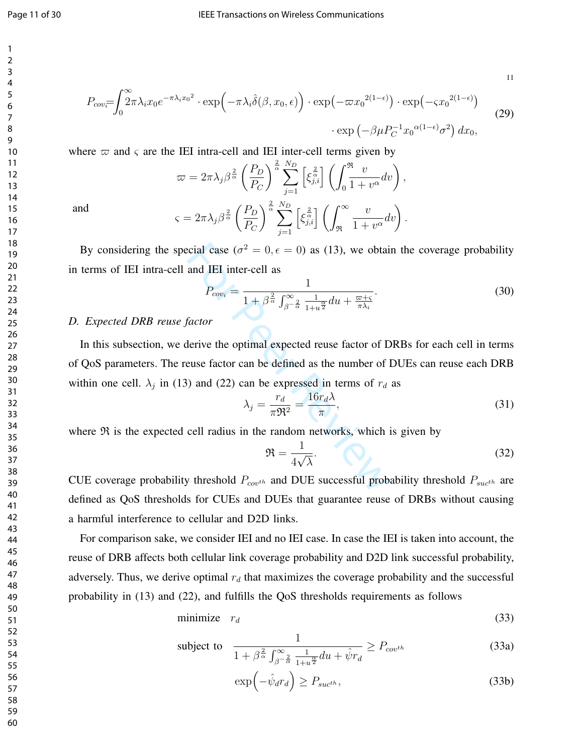$$P_{cov_i} = \int_0^\infty 2\pi\lambda_i x_0 e^{-\pi\lambda_i x_0{}^2} \cdot \exp\Big(-\pi\lambda_i \hat{\delta}(\beta, x_0, \epsilon)\Big) \cdot \exp\big(-\varpi x_0{}^{2(1-\epsilon)}\big) \cdot \exp\big(-\varsigma x_0{}^{2(1-\epsilon)}\big) \cdot \exp\left(-\beta\mu P_C^{-1} x_0{}^{\alpha(1-\epsilon)}\sigma^2\right) dx_0, \tag{29}$$

where $\varpi$ and $\varsigma$ are the IEI intra-cell and IEI inter-cell terms given by

$$\varpi = 2\pi\lambda_j \beta^{\frac{2}{\alpha}} \left(\frac{P_D}{P_C}\right)^{\frac{2}{\alpha}} \sum_{j=1}^{N_D} \left[\xi_{j,i}^{\frac{2}{\alpha}}\right] \left(\int_0^{\Re} \frac{v}{1+v^\alpha} dv\right),$$

and

$$\varsigma = 2\pi\lambda_j \beta^{\frac{2}{\alpha}} \left(\frac{P_D}{P_C}\right)^{\frac{2}{\alpha}} \sum_{j=1}^{N_D} \left[\xi_{j,i}^{\frac{2}{\alpha}}\right] \left(\int_{\Re}^\infty \frac{v}{1+v^\alpha} dv\right).$$

By considering the special case ($\sigma^2 = 0, \epsilon = 0$) as (13), we obtain the coverage probability in terms of IEI intra-cell and IEI inter-cell as

$$P_{cov_i} = \frac{1}{1 + \beta^{\frac{2}{\alpha}} \int_{\beta^{-\frac{2}{\alpha}}}^\infty \frac{1}{1+u^{\frac{\alpha}{2}}} du + \frac{\varpi+\varsigma}{\pi\lambda_i}}. \tag{30}$$

### *D. Expected DRB reuse factor*

In this subsection, we derive the optimal expected reuse factor of DRBs for each cell in terms of QoS parameters. The reuse factor can be defined as the number of DUEs can reuse each DRB within one cell. $\lambda_j$ in (13) and (22) can be expressed in terms of $r_d$ as

$$\lambda_j = \frac{r_d}{\pi\Re^2} = \frac{16 r_d \lambda}{\pi}, \tag{31}$$

where $\Re$ is the expected cell radius in the random networks, which is given by

$$\Re = \frac{1}{4\sqrt{\lambda}}. \tag{32}$$

CUE coverage probability threshold $P_{cov^{th}}$ and DUE successful probability threshold $P_{suc^{th}}$ are defined as QoS thresholds for CUEs and DUEs that guarantee reuse of DRBs without causing a harmful interference to cellular and D2D links.

For comparison sake, we consider IEI and no IEI case. In case the IEI is taken into account, the reuse of DRB affects both cellular link coverage probability and D2D link successful probability, adversely. Thus, we derive optimal $r_d$ that maximizes the coverage probability and the successful probability in (13) and (22), and fulfills the QoS thresholds requirements as follows

$$\text{minimize} \quad r_d \tag{33}$$

$$\text{subject to} \quad \frac{1}{1 + \beta^{\frac{2}{\alpha}} \int_{\beta^{-\frac{2}{\alpha}}}^\infty \frac{1}{1+u^{\frac{\alpha}{2}}} du + \hat{\psi} r_d} \geq P_{cov^{th}} \tag{33a}$$

$$\exp\Big(-\hat{\psi}_d r_d\Big) \geq P_{suc^{th}}, \tag{33b}$$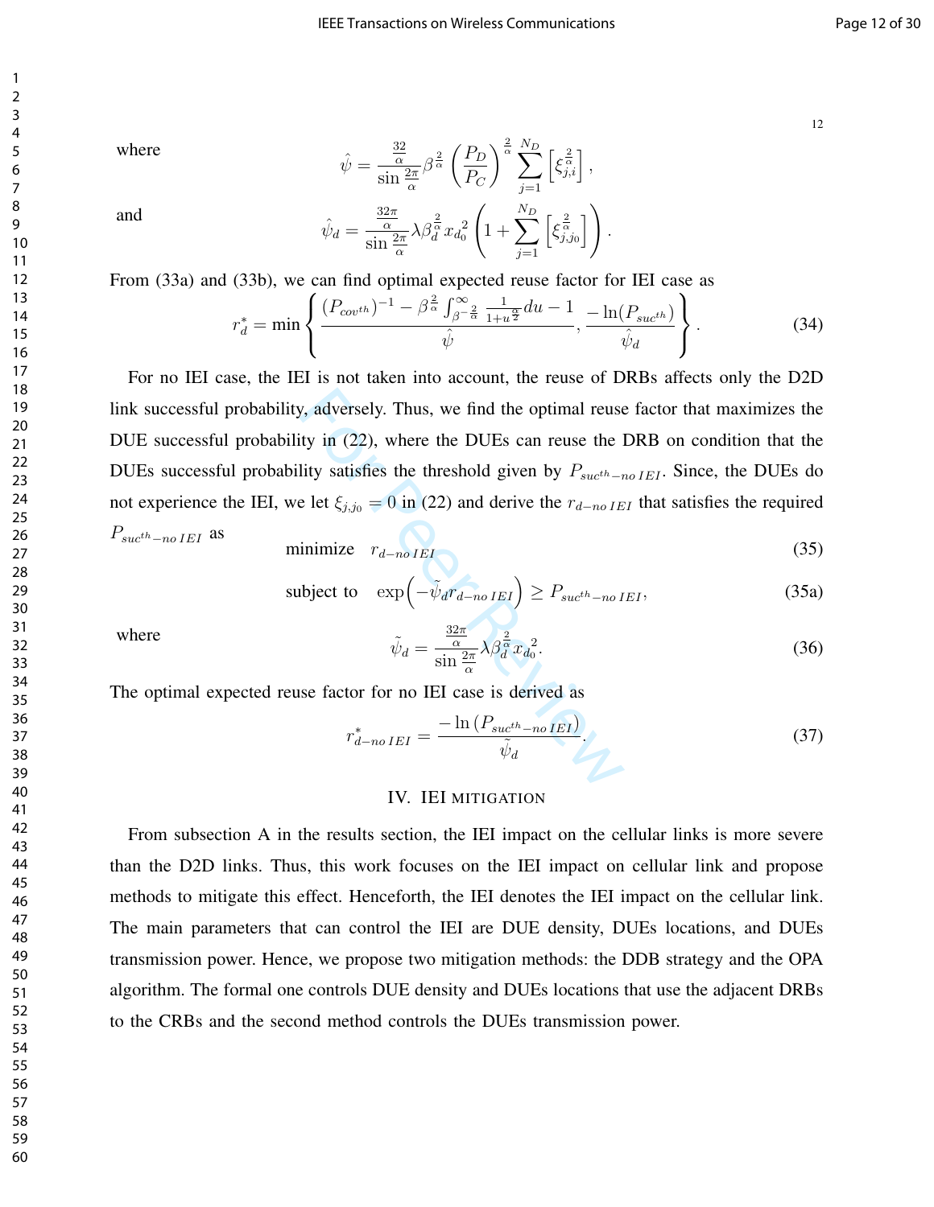where
$$\hat{\psi} = \frac{\frac{32}{\alpha}}{\sin\frac{2\pi}{\alpha}} \beta^{\frac{2}{\alpha}} \left(\frac{P_D}{P_C}\right)^{\frac{2}{\alpha}} \sum_{j=1}^{N_D} \left[\xi_{j,i}^{\frac{2}{\alpha}}\right],$$

and
$$\hat{\psi}_d = \frac{\frac{32\pi}{\alpha}}{\sin\frac{2\pi}{\alpha}} \lambda \beta_d^{\frac{2}{\alpha}} {x_{d_0}}^2 \left(1 + \sum_{j=1}^{N_D} \left[\xi_{j,j_0}^{\frac{2}{\alpha}}\right]\right).$$

From (33a) and (33b), we can find optimal expected reuse factor for IEI case as

$$r_d^* = \min\left\{ \frac{(P_{cov^{th}})^{-1} - \beta^{\frac{2}{\alpha}} \int_{\beta^{-\frac{2}{\alpha}}}^{\infty} \frac{1}{1+u^{\frac{\alpha}{2}}} du - 1}{\hat{\psi}}, \frac{-\ln(P_{suc^{th}})}{\hat{\psi}_d} \right\}. \tag{34}$$

For no IEI case, the IEI is not taken into account, the reuse of DRBs affects only the D2D link successful probability, adversely. Thus, we find the optimal reuse factor that maximizes the DUE successful probability in (22), where the DUEs can reuse the DRB on condition that the DUEs successful probability satisfies the threshold given by $P_{suc^{th}-no\,IEI}$. Since, the DUEs do not experience the IEI, we let $\xi_{j,j_0} = 0$ in (22) and derive the $r_{d-no\,IEI}$ that satisfies the required $P_{suc^{th}-no\,IEI}$ as

$$\text{minimize} \quad r_{d-no\,IEI} \tag{35}$$

$$\text{subject to} \quad \exp\left(-\tilde{\psi}_d r_{d-no\,IEI}\right) \geq P_{suc^{th}-no\,IEI}, \tag{35a}$$

where
$$\tilde{\psi}_d = \frac{\frac{32\pi}{\alpha}}{\sin\frac{2\pi}{\alpha}} \lambda \beta_d^{\frac{2}{\alpha}} {x_{d_0}}^2. \tag{36}$$

The optimal expected reuse factor for no IEI case is derived as

$$r_{d-no\,IEI}^* = \frac{-\ln\left(P_{suc^{th}-no\,IEI}\right)}{\tilde{\psi}_d}. \tag{37}$$

## IV. IEI mitigation

From subsection A in the results section, the IEI impact on the cellular links is more severe than the D2D links. Thus, this work focuses on the IEI impact on cellular link and propose methods to mitigate this effect. Henceforth, the IEI denotes the IEI impact on the cellular link. The main parameters that can control the IEI are DUE density, DUEs locations, and DUEs transmission power. Hence, we propose two mitigation methods: the DDB strategy and the OPA algorithm. The formal one controls DUE density and DUEs locations that use the adjacent DRBs to the CRBs and the second method controls the DUEs transmission power.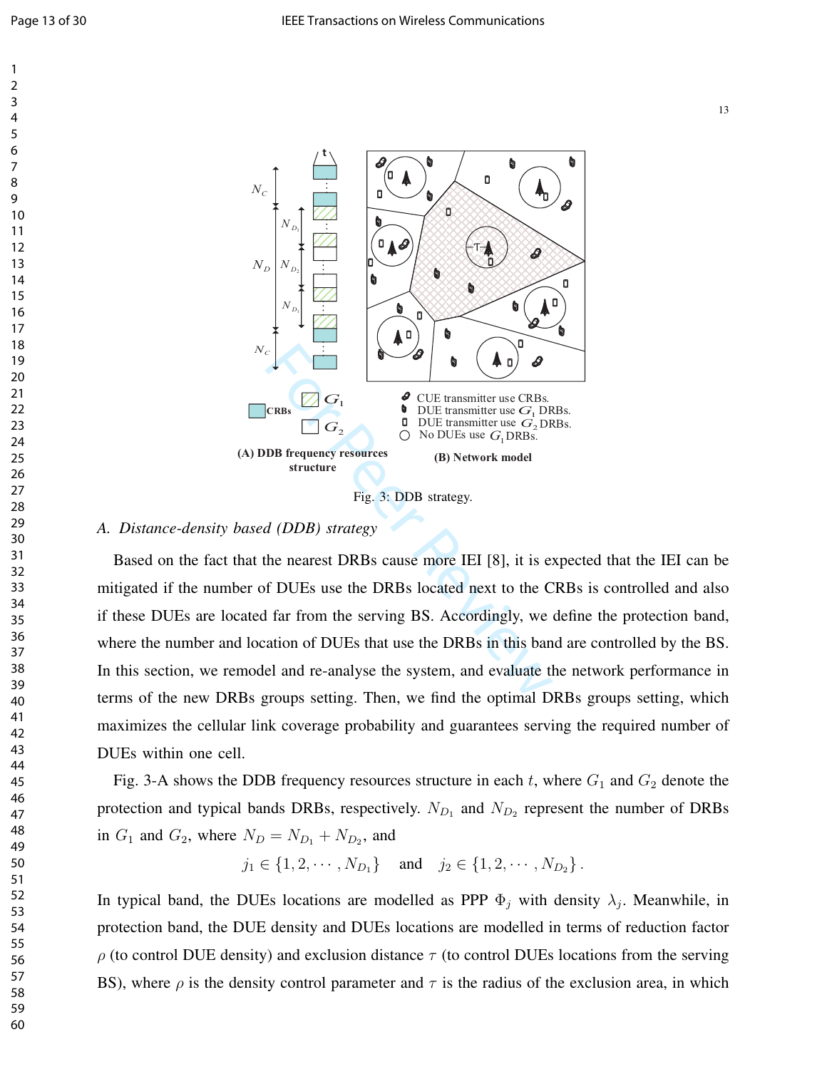Fig. 3: DDB strategy.

### A. Distance-density based (DDB) strategy

Based on the fact that the nearest DRBs cause more IEI [8], it is expected that the IEI can be mitigated if the number of DUEs use the DRBs located next to the CRBs is controlled and also if these DUEs are located far from the serving BS. Accordingly, we define the protection band, where the number and location of DUEs that use the DRBs in this band are controlled by the BS. In this section, we remodel and re-analyse the system, and evaluate the network performance in terms of the new DRBs groups setting. Then, we find the optimal DRBs groups setting, which maximizes the cellular link coverage probability and guarantees serving the required number of DUEs within one cell.

Fig. 3-A shows the DDB frequency resources structure in each $t$, where $G_1$ and $G_2$ denote the protection and typical bands DRBs, respectively. $N_{D_1}$ and $N_{D_2}$ represent the number of DRBs in $G_1$ and $G_2$, where $N_D = N_{D_1} + N_{D_2}$, and

$$j_1 \in \{1, 2, \cdots, N_{D_1}\} \quad \text{and} \quad j_2 \in \{1, 2, \cdots, N_{D_2}\}.$$

In typical band, the DUEs locations are modelled as PPP $\Phi_j$ with density $\lambda_j$. Meanwhile, in protection band, the DUE density and DUEs locations are modelled in terms of reduction factor $\rho$ (to control DUE density) and exclusion distance $\tau$ (to control DUEs locations from the serving BS), where $\rho$ is the density control parameter and $\tau$ is the radius of the exclusion area, in which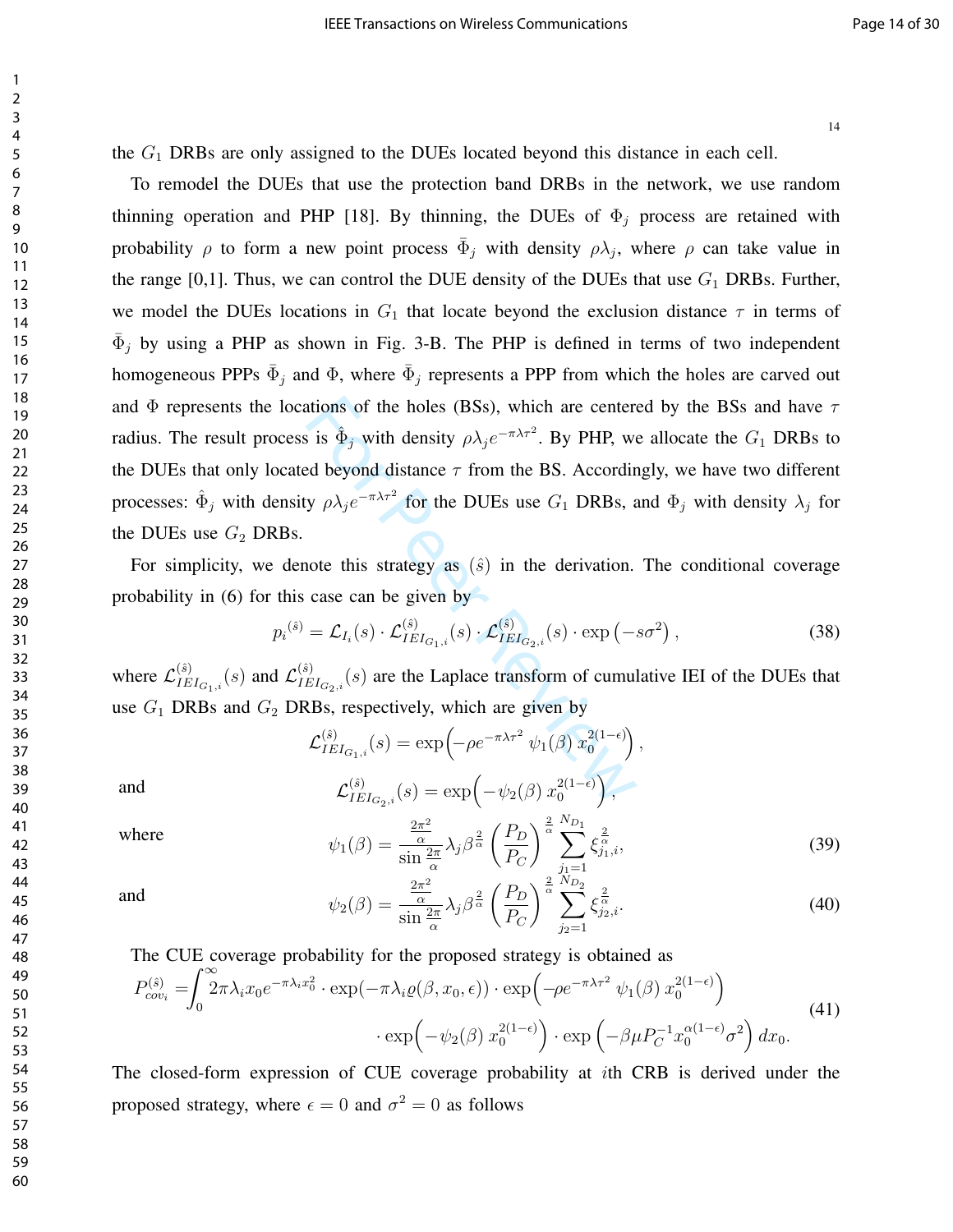the $G_1$ DRBs are only assigned to the DUEs located beyond this distance in each cell.

To remodel the DUEs that use the protection band DRBs in the network, we use random thinning operation and PHP [18]. By thinning, the DUEs of $\Phi_j$ process are retained with probability $\rho$ to form a new point process $\bar{\Phi}_j$ with density $\rho\lambda_j$, where $\rho$ can take value in the range [0,1]. Thus, we can control the DUE density of the DUEs that use $G_1$ DRBs. Further, we model the DUEs locations in $G_1$ that locate beyond the exclusion distance $\tau$ in terms of $\bar{\Phi}_j$ by using a PHP as shown in Fig. 3-B. The PHP is defined in terms of two independent homogeneous PPPs $\bar{\Phi}_j$ and $\Phi$, where $\bar{\Phi}_j$ represents a PPP from which the holes are carved out and $\Phi$ represents the locations of the holes (BSs), which are centered by the BSs and have $\tau$ radius. The result process is $\hat{\Phi}_j$ with density $\rho\lambda_j e^{-\pi\lambda\tau^2}$. By PHP, we allocate the $G_1$ DRBs to the DUEs that only located beyond distance $\tau$ from the BS. Accordingly, we have two different processes: $\hat{\Phi}_j$ with density $\rho\lambda_j e^{-\pi\lambda\tau^2}$ for the DUEs use $G_1$ DRBs, and $\Phi_j$ with density $\lambda_j$ for the DUEs use $G_2$ DRBs.

For simplicity, we denote this strategy as $(\hat{s})$ in the derivation. The conditional coverage probability in (6) for this case can be given by

$$p_i^{(\hat{s})} = \mathcal{L}_{I_i}(s) \cdot \mathcal{L}^{(\hat{s})}_{IEI_{G_{1,i}}}(s) \cdot \mathcal{L}^{(\hat{s})}_{IEI_{G_{2,i}}}(s) \cdot \exp\left(-s\sigma^2\right), \tag{38}$$

where $\mathcal{L}^{(\hat{s})}_{IEI_{G_{1,i}}}(s)$ and $\mathcal{L}^{(\hat{s})}_{IEI_{G_{2,i}}}(s)$ are the Laplace transform of cumulative IEI of the DUEs that use $G_1$ DRBs and $G_2$ DRBs, respectively, which are given by

$$\mathcal{L}^{(\hat{s})}_{IEI_{G_{1,i}}}(s) = \exp\Big(-\rho e^{-\pi\lambda\tau^2}\ \psi_1(\beta)\ x_0^{2(1-\epsilon)}\Big),$$

and

$$\mathcal{L}^{(\hat{s})}_{IEI_{G_{2,i}}}(s) = \exp\Big(-\psi_2(\beta)\ x_0^{2(1-\epsilon)}\Big),$$

where

$$\psi_1(\beta) = \frac{\frac{2\pi^2}{\alpha}}{\sin\frac{2\pi}{\alpha}}\lambda_j\beta^{\frac{2}{\alpha}}\left(\frac{P_D}{P_C}\right)^{\frac{2}{\alpha}}\sum_{j_1=1}^{N_{D_1}}\xi_{j_1,i}^{\frac{2}{\alpha}}, \tag{39}$$

and

$$\psi_2(\beta) = \frac{\frac{2\pi^2}{\alpha}}{\sin\frac{2\pi}{\alpha}}\lambda_j\beta^{\frac{2}{\alpha}}\left(\frac{P_D}{P_C}\right)^{\frac{2}{\alpha}}\sum_{j_2=1}^{N_{D_2}}\xi_{j_2,i}^{\frac{2}{\alpha}}. \tag{40}$$

The CUE coverage probability for the proposed strategy is obtained as

$$\begin{aligned} P^{(\hat{s})}_{cov_i} =& \int_0^\infty 2\pi\lambda_i x_0 e^{-\pi\lambda_i x_0^2}\cdot\exp(-\pi\lambda_i\varrho(\beta,x_0,\epsilon))\cdot\exp\Big(-\rho e^{-\pi\lambda\tau^2}\ \psi_1(\beta)\ x_0^{2(1-\epsilon)}\Big) \\ &\cdot\exp\Big(-\psi_2(\beta)\ x_0^{2(1-\epsilon)}\Big)\cdot\exp\left(-\beta\mu P_C^{-1}x_0^{\alpha(1-\epsilon)}\sigma^2\right)dx_0. \end{aligned} \tag{41}$$

The closed-form expression of CUE coverage probability at $i$th CRB is derived under the proposed strategy, where $\epsilon = 0$ and $\sigma^2 = 0$ as follows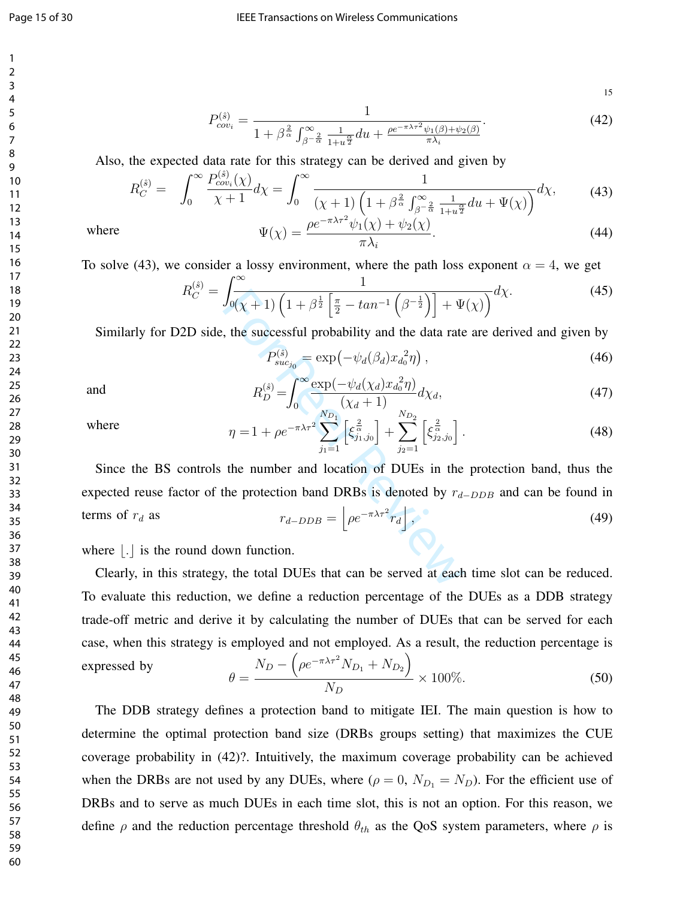$$P_{cov_i}^{(\hat{s})} = \frac{1}{1 + \beta^{\frac{2}{\alpha}} \int_{\beta^{-\frac{2}{\alpha}}}^{\infty} \frac{1}{1+u^{\frac{\alpha}{2}}} du + \frac{\rho e^{-\pi\lambda\tau^2} \psi_1(\beta) + \psi_2(\beta)}{\pi \lambda_i}}. \tag{42}$$

Also, the expected data rate for this strategy can be derived and given by

$$R_C^{(\hat{s})} = \int_0^{\infty} \frac{P_{cov_i}^{(\hat{s})}(\chi)}{\chi + 1} d\chi = \int_0^{\infty} \frac{1}{(\chi+1)\left(1 + \beta^{\frac{2}{\alpha}} \int_{\beta^{-\frac{2}{\alpha}}}^{\infty} \frac{1}{1+u^{\frac{\alpha}{2}}} du + \Psi(\chi)\right)} d\chi, \tag{43}$$

where

$$\Psi(\chi) = \frac{\rho e^{-\pi\lambda\tau^2} \psi_1(\chi) + \psi_2(\chi)}{\pi \lambda_i}. \tag{44}$$

To solve (43), we consider a lossy environment, where the path loss exponent $\alpha = 4$, we get

$$R_C^{(\hat{s})} = \int_0^{\infty} \frac{1}{(\chi+1)\left(1 + \beta^{\frac{1}{2}} \left[\frac{\pi}{2} - tan^{-1}\left(\beta^{-\frac{1}{2}}\right)\right] + \Psi(\chi)\right)} d\chi. \tag{45}$$

Similarly for D2D side, the successful probability and the data rate are derived and given by

$$P_{suc_{j_0}}^{(\hat{s})} = \exp\left(-\psi_d(\beta_d) x_{d_0}{}^2 \eta\right), \tag{46}$$

and

$$R_D^{(\hat{s})} = \int_0^{\infty} \frac{\exp(-\psi_d(\chi_d) x_{d_0}{}^2 \eta)}{(\chi_d + 1)} d\chi_d, \tag{47}$$

where

$$\eta = 1 + \rho e^{-\pi\lambda\tau^2} \sum_{j_1=1}^{N_{D_1}} \left[\xi_{j_1,j_0}^{\frac{2}{\alpha}}\right] + \sum_{j_2=1}^{N_{D_2}} \left[\xi_{j_2,j_0}^{\frac{2}{\alpha}}\right]. \tag{48}$$

Since the BS controls the number and location of DUEs in the protection band, thus the expected reuse factor of the protection band DRBs is denoted by $r_{d-DDB}$ and can be found in terms of $r_d$ as

$$r_{d-DDB} = \left\lfloor \rho e^{-\pi\lambda\tau^2} r_d \right\rfloor, \tag{49}$$

where $\lfloor . \rfloor$ is the round down function.

Clearly, in this strategy, the total DUEs that can be served at each time slot can be reduced. To evaluate this reduction, we define a reduction percentage of the DUEs as a DDB strategy trade-off metric and derive it by calculating the number of DUEs that can be served for each case, when this strategy is employed and not employed. As a result, the reduction percentage is expressed by

$$\theta = \frac{N_D - \left(\rho e^{-\pi\lambda\tau^2} N_{D_1} + N_{D_2}\right)}{N_D} \times 100\%. \tag{50}$$

The DDB strategy defines a protection band to mitigate IEI. The main question is how to determine the optimal protection band size (DRBs groups setting) that maximizes the CUE coverage probability in (42)?. Intuitively, the maximum coverage probability can be achieved when the DRBs are not used by any DUEs, where ($\rho = 0$, $N_{D_1} = N_D$). For the efficient use of DRBs and to serve as much DUEs in each time slot, this is not an option. For this reason, we define $\rho$ and the reduction percentage threshold $\theta_{th}$ as the QoS system parameters, where $\rho$ is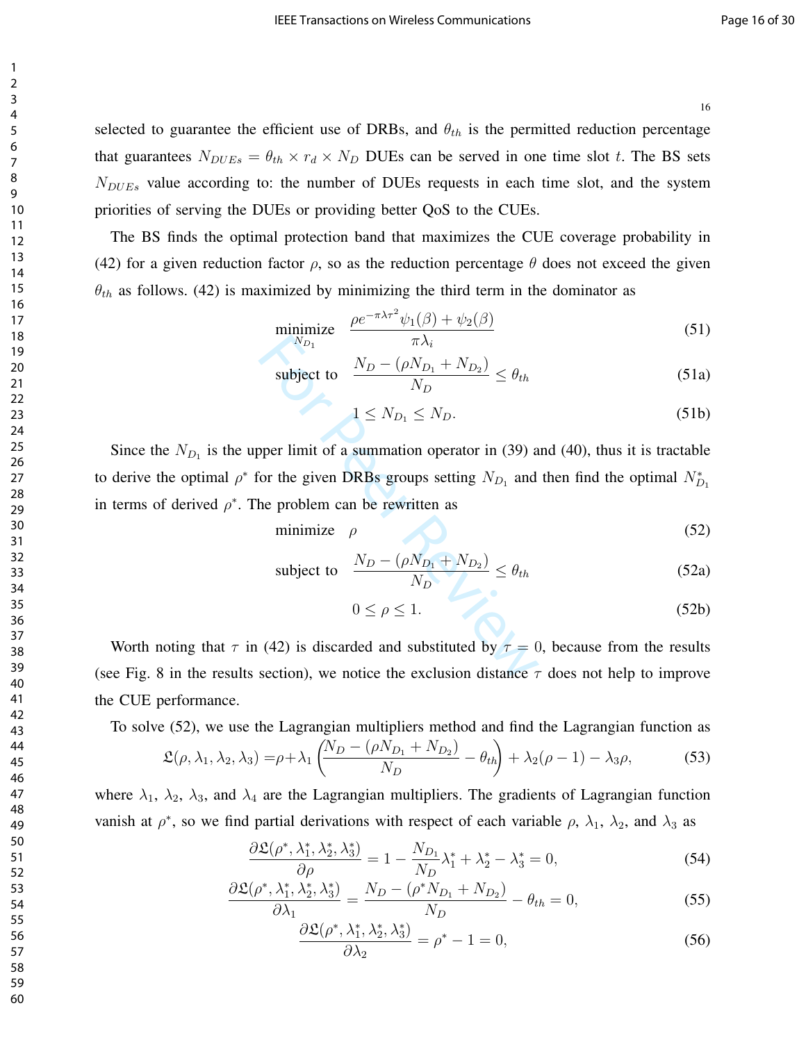selected to guarantee the efficient use of DRBs, and $\theta_{th}$ is the permitted reduction percentage that guarantees $N_{DUEs} = \theta_{th} \times r_d \times N_D$ DUEs can be served in one time slot $t$. The BS sets $N_{DUEs}$ value according to: the number of DUEs requests in each time slot, and the system priorities of serving the DUEs or providing better QoS to the CUEs.

The BS finds the optimal protection band that maximizes the CUE coverage probability in (42) for a given reduction factor $\rho$, so as the reduction percentage $\theta$ does not exceed the given $\theta_{th}$ as follows. (42) is maximized by minimizing the third term in the dominator as

$$\underset{N_{D_1}}{\text{minimize}} \quad \frac{\rho e^{-\pi\lambda\tau^2}\psi_1(\beta) + \psi_2(\beta)}{\pi\lambda_i} \tag{51}$$

$$\text{subject to} \quad \frac{N_D - (\rho N_{D_1} + N_{D_2})}{N_D} \leq \theta_{th} \tag{51a}$$

$$1 \leq N_{D_1} \leq N_D. \tag{51b}$$

Since the $N_{D_1}$ is the upper limit of a summation operator in (39) and (40), thus it is tractable to derive the optimal $\rho^*$ for the given DRBs groups setting $N_{D_1}$ and then find the optimal $N_{D_1}^*$ in terms of derived $\rho^*$. The problem can be rewritten as

$$\text{minimize} \quad \rho \tag{52}$$

$$\text{subject to} \quad \frac{N_D - (\rho N_{D_1} + N_{D_2})}{N_D} \leq \theta_{th} \tag{52a}$$

$$0 \leq \rho \leq 1. \tag{52b}$$

Worth noting that $\tau$ in (42) is discarded and substituted by $\tau = 0$, because from the results (see Fig. 8 in the results section), we notice the exclusion distance $\tau$ does not help to improve the CUE performance.

To solve (52), we use the Lagrangian multipliers method and find the Lagrangian function as

$$\mathfrak{L}(\rho, \lambda_1, \lambda_2, \lambda_3) = \rho + \lambda_1 \left( \frac{N_D - (\rho N_{D_1} + N_{D_2})}{N_D} - \theta_{th} \right) + \lambda_2(\rho - 1) - \lambda_3 \rho, \tag{53}$$

where $\lambda_1$, $\lambda_2$, $\lambda_3$, and $\lambda_4$ are the Lagrangian multipliers. The gradients of Lagrangian function vanish at $\rho^*$, so we find partial derivations with respect of each variable $\rho$, $\lambda_1$, $\lambda_2$, and $\lambda_3$ as

$$\frac{\partial \mathfrak{L}(\rho^*, \lambda_1^*, \lambda_2^*, \lambda_3^*)}{\partial \rho} = 1 - \frac{N_{D_1}}{N_D}\lambda_1^* + \lambda_2^* - \lambda_3^* = 0, \tag{54}$$

$$\frac{\partial \mathfrak{L}(\rho^*, \lambda_1^*, \lambda_2^*, \lambda_3^*)}{\partial \lambda_1} = \frac{N_D - (\rho^* N_{D_1} + N_{D_2})}{N_D} - \theta_{th} = 0, \tag{55}$$

$$\frac{\partial \mathfrak{L}(\rho^*, \lambda_1^*, \lambda_2^*, \lambda_3^*)}{\partial \lambda_2} = \rho^* - 1 = 0, \tag{56}$$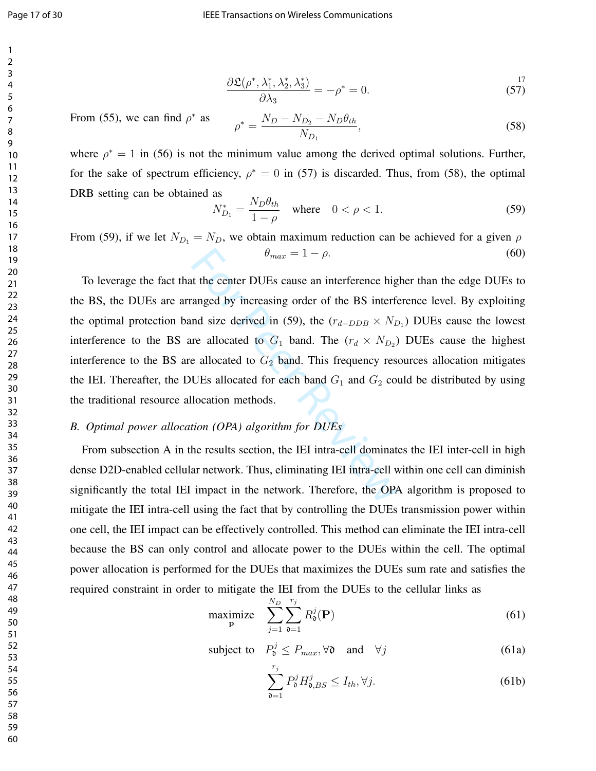$$\frac{\partial \mathfrak{L}(\rho^*, \lambda_1^*, \lambda_2^*, \lambda_3^*)}{\partial \lambda_3} = -\rho^* = 0. \tag{57}$$

From (55), we can find $\rho^*$ as

$$\rho^* = \frac{N_D - N_{D_2} - N_D\theta_{th}}{N_{D_1}}, \tag{58}$$

where $\rho^* = 1$ in (56) is not the minimum value among the derived optimal solutions. Further, for the sake of spectrum efficiency, $\rho^* = 0$ in (57) is discarded. Thus, from (58), the optimal DRB setting can be obtained as

$$N_{D_1}^* = \frac{N_D\theta_{th}}{1-\rho} \quad \text{where} \quad 0 < \rho < 1. \tag{59}$$

From (59), if we let $N_{D_1} = N_D$, we obtain maximum reduction can be achieved for a given $\rho$

$$\theta_{max} = 1 - \rho. \tag{60}$$

To leverage the fact that the center DUEs cause an interference higher than the edge DUEs to the BS, the DUEs are arranged by increasing order of the BS interference level. By exploiting the optimal protection band size derived in (59), the $(r_{d-DDB} \times N_{D_1})$ DUEs cause the lowest interference to the BS are allocated to $G_1$ band. The $(r_d \times N_{D_2})$ DUEs cause the highest interference to the BS are allocated to $G_2$ band. This frequency resources allocation mitigates the IEI. Thereafter, the DUEs allocated for each band $G_1$ and $G_2$ could be distributed by using the traditional resource allocation methods.

### *B. Optimal power allocation (OPA) algorithm for DUEs*

From subsection A in the results section, the IEI intra-cell dominates the IEI inter-cell in high dense D2D-enabled cellular network. Thus, eliminating IEI intra-cell within one cell can diminish significantly the total IEI impact in the network. Therefore, the OPA algorithm is proposed to mitigate the IEI intra-cell using the fact that by controlling the DUEs transmission power within one cell, the IEI impact can be effectively controlled. This method can eliminate the IEI intra-cell because the BS can only control and allocate power to the DUEs within the cell. The optimal power allocation is performed for the DUEs that maximizes the DUEs sum rate and satisfies the required constraint in order to mitigate the IEI from the DUEs to the cellular links as

$$\underset{\mathbf{P}}{\text{maximize}} \quad \sum_{j=1}^{N_D}\sum_{\mathfrak{d}=1}^{r_j} R_{\mathfrak{d}}^j(\mathbf{P}) \tag{61}$$

$$\text{subject to} \quad P_{\mathfrak{d}}^j \leq P_{max}, \forall \mathfrak{d} \quad \text{and} \quad \forall j \tag{61a}$$

$$\sum_{\mathfrak{d}=1}^{r_j} P_{\mathfrak{d}}^j H_{\mathfrak{d},BS}^j \leq I_{th}, \forall j. \tag{61b}$$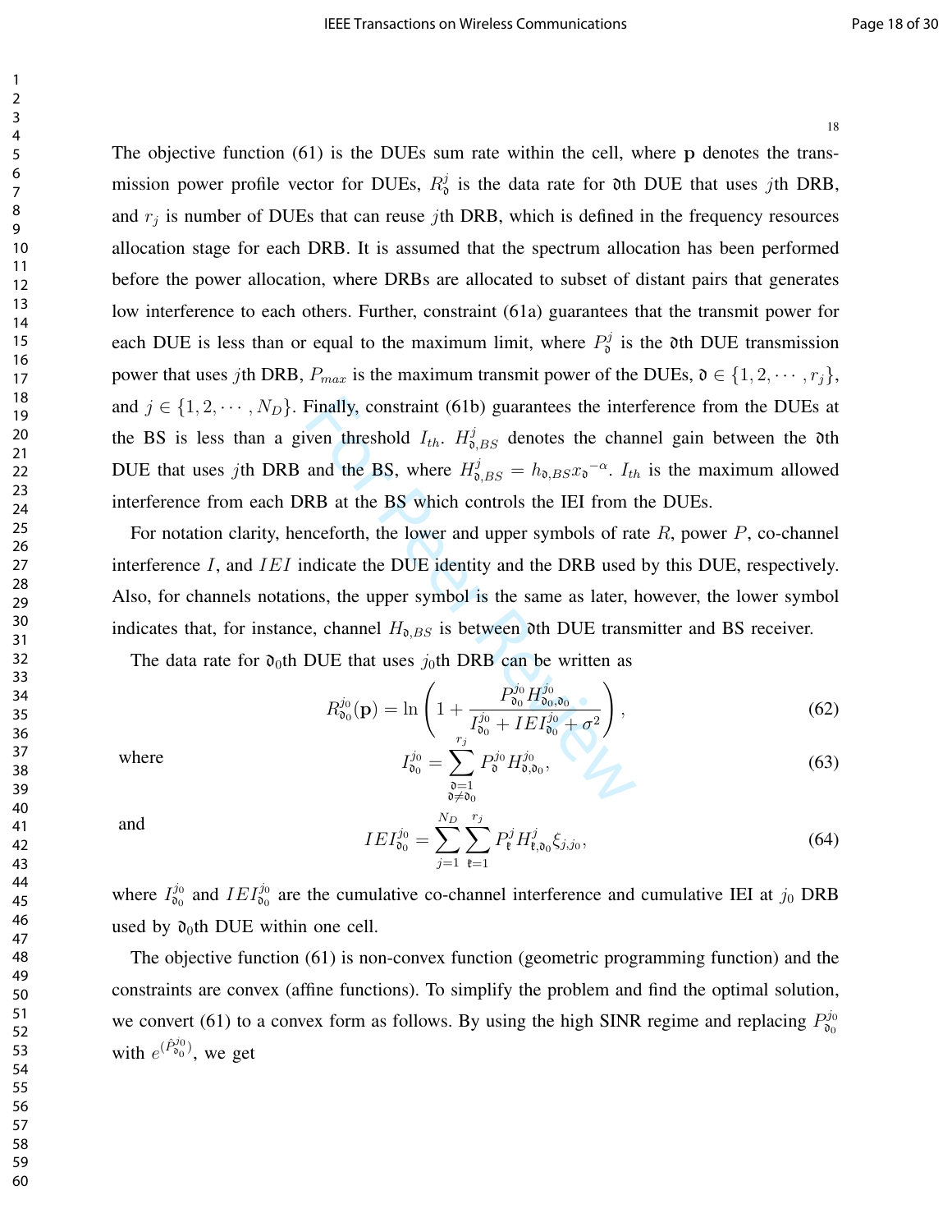The objective function (61) is the DUEs sum rate within the cell, where $\mathbf{p}$ denotes the transmission power profile vector for DUEs, $R_{\mathfrak{d}}^{j}$ is the data rate for $\mathfrak{d}$th DUE that uses $j$th DRB, and $r_j$ is number of DUEs that can reuse $j$th DRB, which is defined in the frequency resources allocation stage for each DRB. It is assumed that the spectrum allocation has been performed before the power allocation, where DRBs are allocated to subset of distant pairs that generates low interference to each others. Further, constraint (61a) guarantees that the transmit power for each DUE is less than or equal to the maximum limit, where $P_{\mathfrak{d}}^{j}$ is the $\mathfrak{d}$th DUE transmission power that uses $j$th DRB, $P_{max}$ is the maximum transmit power of the DUEs, $\mathfrak{d} \in \{1, 2, \cdots, r_j\}$, and $j \in \{1, 2, \cdots, N_D\}$. Finally, constraint (61b) guarantees the interference from the DUEs at the BS is less than a given threshold $I_{th}$. $H_{\mathfrak{d},BS}^{j}$ denotes the channel gain between the $\mathfrak{d}$th DUE that uses $j$th DRB and the BS, where $H_{\mathfrak{d},BS}^{j} = h_{\mathfrak{d},BS} x_{\mathfrak{d}}{}^{-\alpha}$. $I_{th}$ is the maximum allowed interference from each DRB at the BS which controls the IEI from the DUEs.

For notation clarity, henceforth, the lower and upper symbols of rate $R$, power $P$, co-channel interference $I$, and $IEI$ indicate the DUE identity and the DRB used by this DUE, respectively. Also, for channels notations, the upper symbol is the same as later, however, the lower symbol indicates that, for instance, channel $H_{\mathfrak{d},BS}$ is between $\mathfrak{d}$th DUE transmitter and BS receiver.

The data rate for $\mathfrak{d}_0$th DUE that uses $j_0$th DRB can be written as

$$R_{\mathfrak{d}_0}^{j_0}(\mathbf{p}) = \ln\left(1 + \frac{P_{\mathfrak{d}_0}^{j_0} H_{\mathfrak{d}_0,\mathfrak{d}_0}^{j_0}}{I_{\mathfrak{d}_0}^{j_0} + IEI_{\mathfrak{d}_0}^{j_0} + \sigma^2}\right), \tag{62}$$

where

$$I_{\mathfrak{d}_0}^{j_0} = \sum_{\substack{\mathfrak{d}=1 \\ \mathfrak{d} \neq \mathfrak{d}_0}}^{r_j} P_{\mathfrak{d}}^{j_0} H_{\mathfrak{d},\mathfrak{d}_0}^{j_0}, \tag{63}$$

and

$$IEI_{\mathfrak{d}_0}^{j_0} = \sum_{j=1}^{N_D} \sum_{\mathfrak{k}=1}^{r_j} P_{\mathfrak{k}}^{j} H_{\mathfrak{k},\mathfrak{d}_0}^{j} \xi_{j,j_0}, \tag{64}$$

where $I_{\mathfrak{d}_0}^{j_0}$ and $IEI_{\mathfrak{d}_0}^{j_0}$ are the cumulative co-channel interference and cumulative IEI at $j_0$ DRB used by $\mathfrak{d}_0$th DUE within one cell.

The objective function (61) is non-convex function (geometric programming function) and the constraints are convex (affine functions). To simplify the problem and find the optimal solution, we convert (61) to a convex form as follows. By using the high SINR regime and replacing $P_{\mathfrak{d}_0}^{j_0}$ with $e^{(\hat{P}_{\mathfrak{d}_0}^{j_0})}$, we get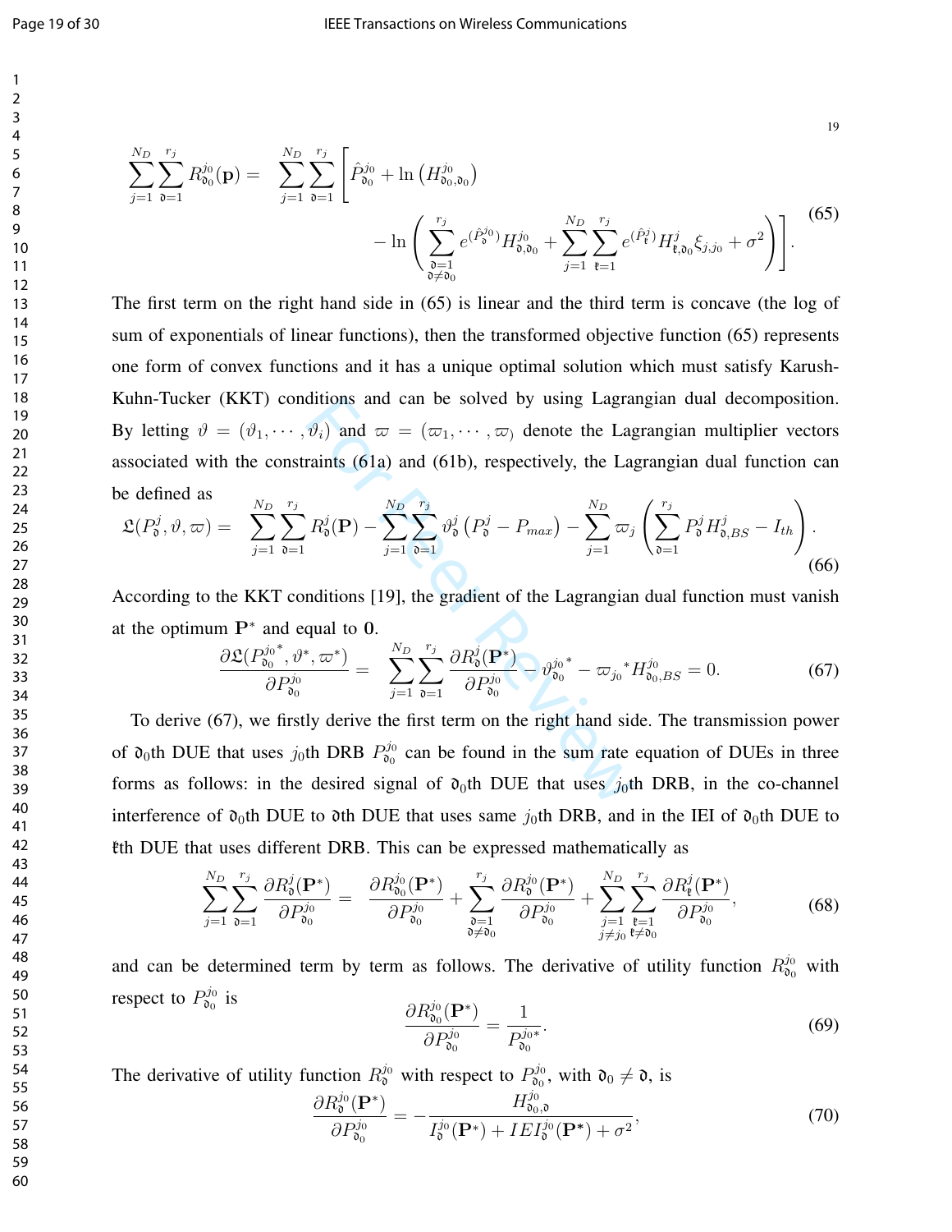$$
\sum_{j=1}^{N_D}\sum_{\mathfrak{d}=1}^{r_j} R_{\mathfrak{d}_0}^{j_0}(\mathbf{p}) = \sum_{j=1}^{N_D}\sum_{\mathfrak{d}=1}^{r_j}\Bigg[\hat{P}_{\mathfrak{d}_0}^{j_0} + \ln\left(H_{\mathfrak{d}_0,\mathfrak{d}_0}^{j_0}\right) - \ln\Bigg(\sum_{\substack{\mathfrak{d}=1\\ \mathfrak{d}\neq\mathfrak{d}_0}}^{r_j} e^{(\hat{P}_{\mathfrak{d}}^{j_0})} H_{\mathfrak{d},\mathfrak{d}_0}^{j_0} + \sum_{j=1}^{N_D}\sum_{\mathfrak{k}=1}^{r_j} e^{(\hat{P}_{\mathfrak{k}}^{j})} H_{\mathfrak{k},\mathfrak{d}_0}^{j}\xi_{j,j_0} + \sigma^2\Bigg)\Bigg]. \tag{65}
$$

The first term on the right hand side in (65) is linear and the third term is concave (the log of sum of exponentials of linear functions), then the transformed objective function (65) represents one form of convex functions and it has a unique optimal solution which must satisfy Karush-Kuhn-Tucker (KKT) conditions and can be solved by using Lagrangian dual decomposition. By letting $\vartheta = (\vartheta_1, \cdots, \vartheta_i)$ and $\varpi = (\varpi_1, \cdots, \varpi_)$ denote the Lagrangian multiplier vectors associated with the constraints (61a) and (61b), respectively, the Lagrangian dual function can be defined as

$$
\mathfrak{L}(P_{\mathfrak{d}}^{j}, \vartheta, \varpi) = \sum_{j=1}^{N_D}\sum_{\mathfrak{d}=1}^{r_j} R_{\mathfrak{d}}^{j}(\mathbf{P}) - \sum_{j=1}^{N_D}\sum_{\mathfrak{d}=1}^{r_j} \vartheta_{\mathfrak{d}}^{j}\left(P_{\mathfrak{d}}^{j} - P_{max}\right) - \sum_{j=1}^{N_D}\varpi_j\left(\sum_{\mathfrak{d}=1}^{r_j} P_{\mathfrak{d}}^{j} H_{\mathfrak{d},BS}^{j} - I_{th}\right). \tag{66}
$$

According to the KKT conditions [19], the gradient of the Lagrangian dual function must vanish at the optimum $\mathbf{P}^*$ and equal to $\mathbf{0}$.

$$
\frac{\partial \mathfrak{L}(P_{\mathfrak{d}_0}^{j_0 *}, \vartheta^*, \varpi^*)}{\partial P_{\mathfrak{d}_0}^{j_0}} = \sum_{j=1}^{N_D}\sum_{\mathfrak{d}=1}^{r_j} \frac{\partial R_{\mathfrak{d}}^{j}(\mathbf{P}^*)}{\partial P_{\mathfrak{d}_0}^{j_0}} - \vartheta_{\mathfrak{d}_0}^{j_0 *} - \varpi_{j_0}^{*} H_{\mathfrak{d}_0,BS}^{j_0} = 0. \tag{67}
$$

To derive (67), we firstly derive the first term on the right hand side. The transmission power of $\mathfrak{d}_0$th DUE that uses $j_0$th DRB $P_{\mathfrak{d}_0}^{j_0}$ can be found in the sum rate equation of DUEs in three forms as follows: in the desired signal of $\mathfrak{d}_0$th DUE that uses $j_0$th DRB, in the co-channel interference of $\mathfrak{d}_0$th DUE to $\mathfrak{d}$th DUE that uses same $j_0$th DRB, and in the IEI of $\mathfrak{d}_0$th DUE to $\mathfrak{k}$th DUE that uses different DRB. This can be expressed mathematically as

$$
\sum_{j=1}^{N_D}\sum_{\mathfrak{d}=1}^{r_j} \frac{\partial R_{\mathfrak{d}}^{j}(\mathbf{P}^*)}{\partial P_{\mathfrak{d}_0}^{j_0}} = \frac{\partial R_{\mathfrak{d}_0}^{j_0}(\mathbf{P}^*)}{\partial P_{\mathfrak{d}_0}^{j_0}} + \sum_{\substack{\mathfrak{d}=1\\ \mathfrak{d}\neq\mathfrak{d}_0}}^{r_j} \frac{\partial R_{\mathfrak{d}}^{j_0}(\mathbf{P}^*)}{\partial P_{\mathfrak{d}_0}^{j_0}} + \sum_{\substack{j=1\\ j\neq j_0}}^{N_D}\sum_{\substack{\mathfrak{k}=1\\ \mathfrak{k}\neq\mathfrak{d}_0}}^{r_j} \frac{\partial R_{\mathfrak{k}}^{j}(\mathbf{P}^*)}{\partial P_{\mathfrak{d}_0}^{j_0}}, \tag{68}
$$

and can be determined term by term as follows. The derivative of utility function $R_{\mathfrak{d}_0}^{j_0}$ with respect to $P_{\mathfrak{d}_0}^{j_0}$ is

$$
\frac{\partial R_{\mathfrak{d}_0}^{j_0}(\mathbf{P}^*)}{\partial P_{\mathfrak{d}_0}^{j_0}} = \frac{1}{P_{\mathfrak{d}_0}^{j_0 *}}. \tag{69}
$$

The derivative of utility function $R_{\mathfrak{d}}^{j_0}$ with respect to $P_{\mathfrak{d}_0}^{j_0}$, with $\mathfrak{d}_0 \neq \mathfrak{d}$, is

$$
\frac{\partial R_{\mathfrak{d}}^{j_0}(\mathbf{P}^*)}{\partial P_{\mathfrak{d}_0}^{j_0}} = -\frac{H_{\mathfrak{d}_0,\mathfrak{d}}^{j_0}}{I_{\mathfrak{d}}^{j_0}(\mathbf{P}^*) + IEI_{\mathfrak{d}}^{j_0}(\mathbf{P}^*) + \sigma^2}, \tag{70}
$$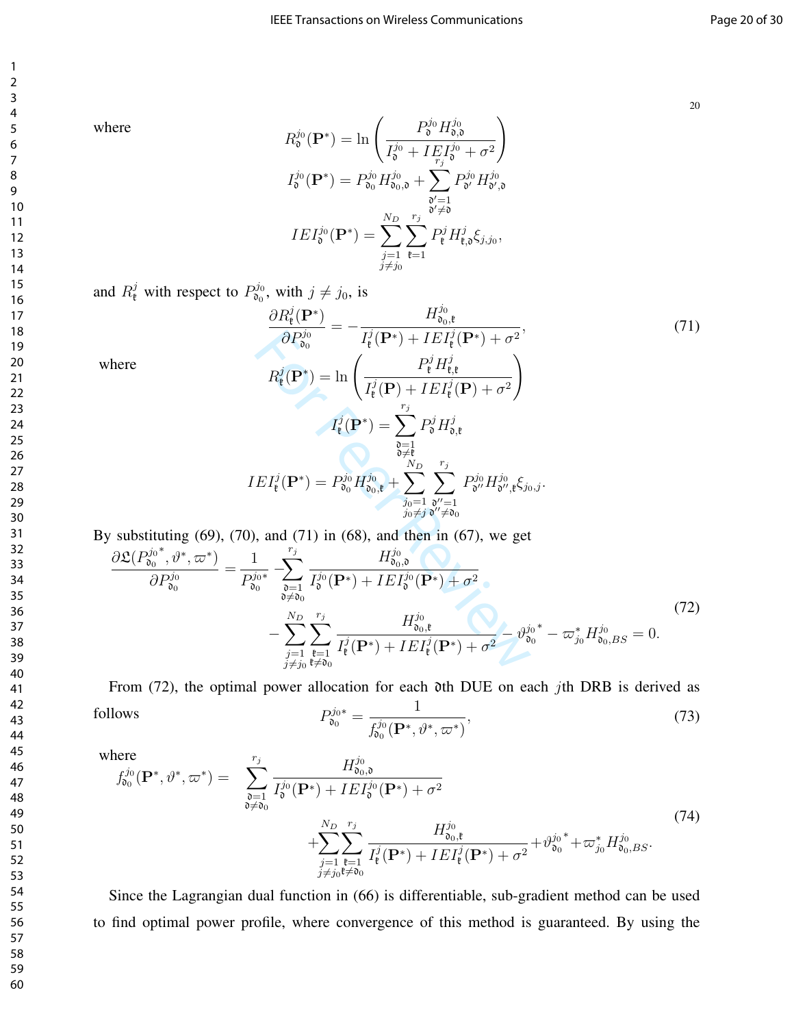where

$$R_{\mathfrak{d}}^{j_0}(\mathbf{P}^*) = \ln\left(\frac{P_{\mathfrak{d}}^{j_0} H_{\mathfrak{d},\mathfrak{d}}^{j_0}}{I_{\mathfrak{d}}^{j_0} + IEI_{\mathfrak{d}}^{j_0} + \sigma^2}\right)$$

$$I_{\mathfrak{d}}^{j_0}(\mathbf{P}^*) = P_{\mathfrak{d}_0}^{j_0} H_{\mathfrak{d}_0,\mathfrak{d}}^{j_0} + \sum_{\substack{\mathfrak{d}'=1 \\ \mathfrak{d}'\neq\mathfrak{d}}}^{r_j} P_{\mathfrak{d}'}^{j_0} H_{\mathfrak{d}',\mathfrak{d}}^{j_0}$$

$$IEI_{\mathfrak{d}}^{j_0}(\mathbf{P}^*) = \sum_{\substack{j=1 \\ j\neq j_0}}^{N_D} \sum_{\mathfrak{k}=1}^{r_j} P_{\mathfrak{k}}^{j} H_{\mathfrak{k},\mathfrak{d}}^{j} \xi_{j,j_0},$$

and $R_{\mathfrak{k}}^{j}$ with respect to $P_{\mathfrak{d}_0}^{j_0}$, with $j \neq j_0$, is

$$\frac{\partial R_{\mathfrak{k}}^{j}(\mathbf{P}^*)}{\partial P_{\mathfrak{d}_0}^{j_0}} = -\frac{H_{\mathfrak{d}_0,\mathfrak{k}}^{j_0}}{I_{\mathfrak{k}}^{j}(\mathbf{P}^*) + IEI_{\mathfrak{k}}^{j}(\mathbf{P}^*) + \sigma^2}, \tag{71}$$

where

$$R_{\mathfrak{k}}^{j}(\mathbf{P}^*) = \ln\left(\frac{P_{\mathfrak{k}}^{j} H_{\mathfrak{k},\mathfrak{k}}^{j}}{I_{\mathfrak{k}}^{j}(\mathbf{P}) + IEI_{\mathfrak{k}}^{j}(\mathbf{P}) + \sigma^2}\right)$$

$$I_{\mathfrak{k}}^{j}(\mathbf{P}^*) = \sum_{\substack{\mathfrak{d}=1 \\ \mathfrak{d}\neq\mathfrak{k}}}^{r_j} P_{\mathfrak{d}}^{j} H_{\mathfrak{d},\mathfrak{k}}^{j}$$

$$IEI_{\mathfrak{k}}^{j}(\mathbf{P}^*) = P_{\mathfrak{d}_0}^{j_0} H_{\mathfrak{d}_0,\mathfrak{k}}^{j_0} + \sum_{\substack{j_0=1 \\ j_0\neq j}}^{N_D} \sum_{\substack{\mathfrak{d}''=1 \\ \mathfrak{d}''\neq\mathfrak{d}_0}}^{r_j} P_{\mathfrak{d}''}^{j_0} H_{\mathfrak{d}'',\mathfrak{k}}^{j_0} \xi_{j_0,j}.$$

By substituting (69), (70), and (71) in (68), and then in (67), we get

$$\begin{aligned}\frac{\partial \mathfrak{L}({P_{\mathfrak{d}_0}^{j_0}}^*, \vartheta^*, \varpi^*)}{\partial P_{\mathfrak{d}_0}^{j_0}} = &\frac{1}{P_{\mathfrak{d}_0}^{j_0 *}} - \sum_{\substack{\mathfrak{d}=1 \\ \mathfrak{d}\neq\mathfrak{d}_0}}^{r_j} \frac{H_{\mathfrak{d}_0,\mathfrak{d}}^{j_0}}{I_{\mathfrak{d}}^{j_0}(\mathbf{P}^*) + IEI_{\mathfrak{d}}^{j_0}(\mathbf{P}^*) + \sigma^2} \\ &- \sum_{\substack{j=1 \\ j\neq j_0}}^{N_D} \sum_{\substack{\mathfrak{k}=1 \\ \mathfrak{k}\neq\mathfrak{d}_0}}^{r_j} \frac{H_{\mathfrak{d}_0,\mathfrak{k}}^{j_0}}{I_{\mathfrak{k}}^{j}(\mathbf{P}^*) + IEI_{\mathfrak{k}}^{j}(\mathbf{P}^*) + \sigma^2} - {\vartheta_{\mathfrak{d}_0}^{j_0}}^* - \varpi_{j_0}^* H_{\mathfrak{d}_0,BS}^{j_0} = 0.\end{aligned} \tag{72}$$

From (72), the optimal power allocation for each $\mathfrak{d}$th DUE on each $j$th DRB is derived as follows

$$P_{\mathfrak{d}_0}^{j_0 *} = \frac{1}{f_{\mathfrak{d}_0}^{j_0}(\mathbf{P}^*, \vartheta^*, \varpi^*)}, \tag{73}$$

where

$$\begin{aligned}f_{\mathfrak{d}_0}^{j_0}(\mathbf{P}^*, \vartheta^*, \varpi^*) = &\sum_{\substack{\mathfrak{d}=1 \\ \mathfrak{d}\neq\mathfrak{d}_0}}^{r_j} \frac{H_{\mathfrak{d}_0,\mathfrak{d}}^{j_0}}{I_{\mathfrak{d}}^{j_0}(\mathbf{P}^*) + IEI_{\mathfrak{d}}^{j_0}(\mathbf{P}^*) + \sigma^2} \\ &+ \sum_{\substack{j=1 \\ j\neq j_0}}^{N_D} \sum_{\substack{\mathfrak{k}=1 \\ \mathfrak{k}\neq\mathfrak{d}_0}}^{r_j} \frac{H_{\mathfrak{d}_0,\mathfrak{k}}^{j_0}}{I_{\mathfrak{k}}^{j}(\mathbf{P}^*) + IEI_{\mathfrak{k}}^{j}(\mathbf{P}^*) + \sigma^2} + {\vartheta_{\mathfrak{d}_0}^{j_0}}^* + \varpi_{j_0}^* H_{\mathfrak{d}_0,BS}^{j_0}.\end{aligned} \tag{74}$$

Since the Lagrangian dual function in (66) is differentiable, sub-gradient method can be used to find optimal power profile, where convergence of this method is guaranteed. By using the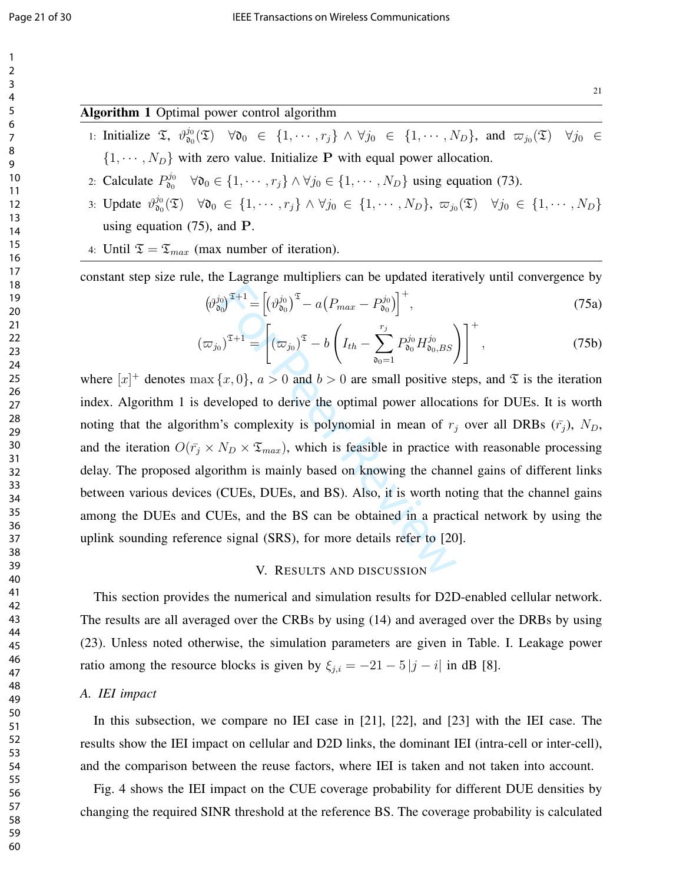**Algorithm 1** Optimal power control algorithm

1: Initialize $\mathfrak{T}$, $\vartheta^{j_0}_{\mathfrak{d}_0}(\mathfrak{T}) \quad \forall \mathfrak{d}_0 \in \{1, \cdots, r_j\} \wedge \forall j_0 \in \{1, \cdots, N_D\}$, and $\varpi_{j_0}(\mathfrak{T}) \quad \forall j_0 \in \{1, \cdots, N_D\}$ with zero value. Initialize $\mathbf{P}$ with equal power allocation.

2: Calculate $P^{j_0}_{\mathfrak{d}_0} \quad \forall \mathfrak{d}_0 \in \{1, \cdots, r_j\} \wedge \forall j_0 \in \{1, \cdots, N_D\}$ using equation (73).

3: Update $\vartheta^{j_0}_{\mathfrak{d}_0}(\mathfrak{T}) \quad \forall \mathfrak{d}_0 \in \{1, \cdots, r_j\} \wedge \forall j_0 \in \{1, \cdots, N_D\}$, $\varpi_{j_0}(\mathfrak{T}) \quad \forall j_0 \in \{1, \cdots, N_D\}$ using equation (75), and $\mathbf{P}$.

4: Until $\mathfrak{T} = \mathfrak{T}_{max}$ (max number of iteration).

constant step size rule, the Lagrange multipliers can be updated iteratively until convergence by

$$\left(\vartheta^{j_0}_{\mathfrak{d}_0}\right)^{\mathfrak{T}+1} = \left[\left(\vartheta^{j_0}_{\mathfrak{d}_0}\right)^{\mathfrak{T}} - a\left(P_{max} - P^{j_0}_{\mathfrak{d}_0}\right)\right]^+, \tag{75a}$$

$$\left(\varpi_{j_0}\right)^{\mathfrak{T}+1} = \left[\left(\varpi_{j_0}\right)^{\mathfrak{T}} - b\left(I_{th} - \sum_{\mathfrak{d}_0=1}^{r_j} P^{j_0}_{\mathfrak{d}_0} H^{j_0}_{\mathfrak{d}_0,BS}\right)\right]^+, \tag{75b}$$

where $[x]^+$ denotes $\max\{x, 0\}$, $a > 0$ and $b > 0$ are small positive steps, and $\mathfrak{T}$ is the iteration index. Algorithm 1 is developed to derive the optimal power allocations for DUEs. It is worth noting that the algorithm's complexity is polynomial in mean of $r_j$ over all DRBs ($\bar{r_j}$), $N_D$, and the iteration $O(\bar{r_j} \times N_D \times \mathfrak{T}_{max})$, which is feasible in practice with reasonable processing delay. The proposed algorithm is mainly based on knowing the channel gains of different links between various devices (CUEs, DUEs, and BS). Also, it is worth noting that the channel gains among the DUEs and CUEs, and the BS can be obtained in a practical network by using the uplink sounding reference signal (SRS), for more details refer to [20].

## V. Results and discussion

This section provides the numerical and simulation results for D2D-enabled cellular network. The results are all averaged over the CRBs by using (14) and averaged over the DRBs by using (23). Unless noted otherwise, the simulation parameters are given in Table. I. Leakage power ratio among the resource blocks is given by $\xi_{j,i} = -21 - 5\,|j - i|$ in dB [8].

### *A. IEI impact*

In this subsection, we compare no IEI case in [21], [22], and [23] with the IEI case. The results show the IEI impact on cellular and D2D links, the dominant IEI (intra-cell or inter-cell), and the comparison between the reuse factors, where IEI is taken and not taken into account.

Fig. 4 shows the IEI impact on the CUE coverage probability for different DUE densities by changing the required SINR threshold at the reference BS. The coverage probability is calculated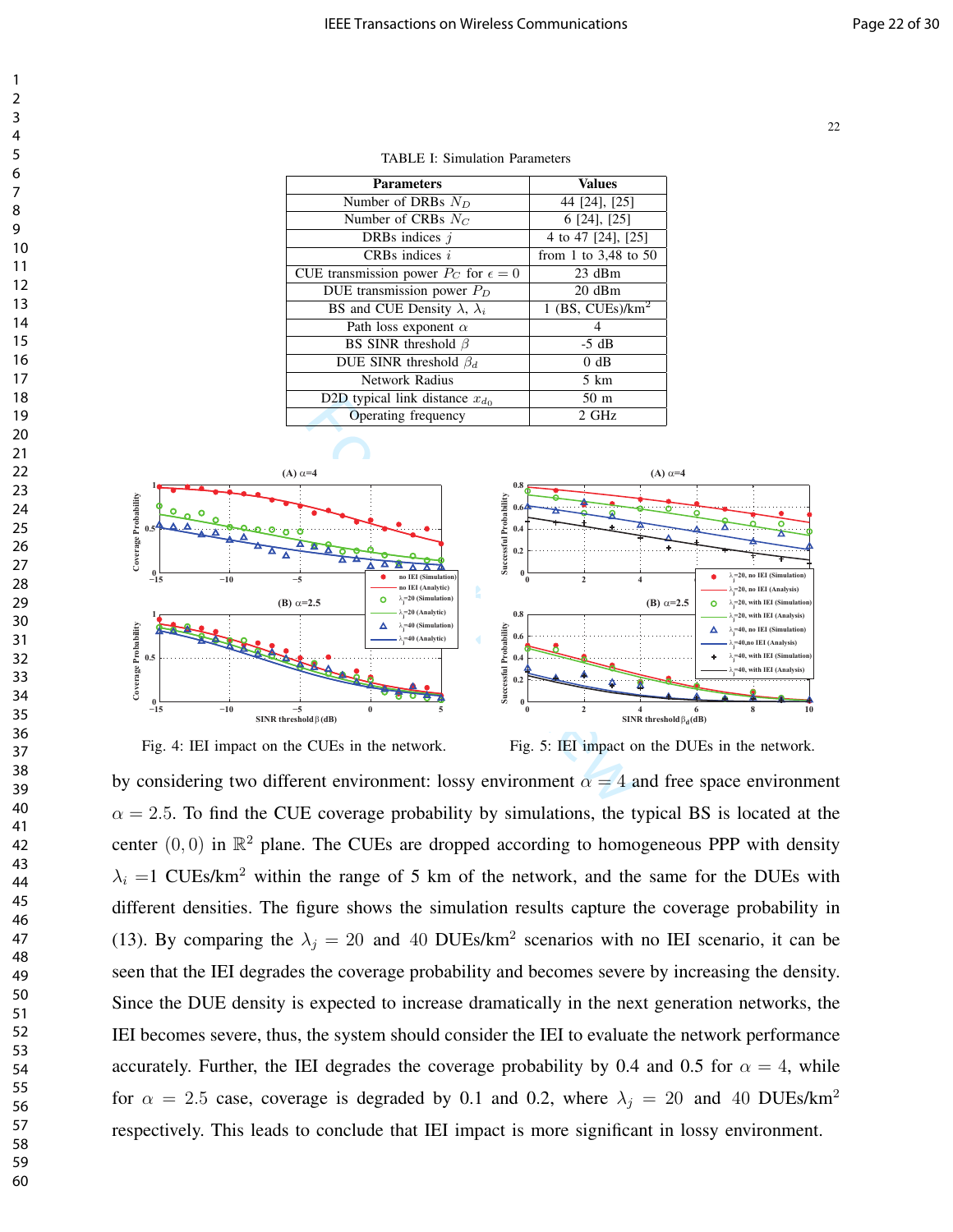TABLE I: Simulation Parameters

| Parameters | Values |
|---|---|
| Number of DRBs $N_D$ | 44 [24], [25] |
| Number of CRBs $N_C$ | 6 [24], [25] |
| DRBs indices $j$ | 4 to 47 [24], [25] |
| CRBs indices $i$ | from 1 to 3,48 to 50 |
| CUE transmission power $P_C$ for $\epsilon = 0$ | 23 dBm |
| DUE transmission power $P_D$ | 20 dBm |
| BS and CUE Density $\lambda$, $\lambda_i$ | 1 (BS, CUEs)/km$^2$ |
| Path loss exponent $\alpha$ | 4 |
| BS SINR threshold $\beta$ | -5 dB |
| DUE SINR threshold $\beta_d$ | 0 dB |
| Network Radius | 5 km |
| D2D typical link distance $x_{d_0}$ | 50 m |
| Operating frequency | 2 GHz |

Fig. 4: IEI impact on the CUEs in the network.

Fig. 5: IEI impact on the DUEs in the network.

by considering two different environment: lossy environment $\alpha = 4$ and free space environment $\alpha = 2.5$. To find the CUE coverage probability by simulations, the typical BS is located at the center $(0, 0)$ in $\mathbb{R}^2$ plane. The CUEs are dropped according to homogeneous PPP with density $\lambda_i$ =1 CUEs/km$^2$ within the range of 5 km of the network, and the same for the DUEs with different densities. The figure shows the simulation results capture the coverage probability in (13). By comparing the $\lambda_j = 20$ and $40$ DUEs/km$^2$ scenarios with no IEI scenario, it can be seen that the IEI degrades the coverage probability and becomes severe by increasing the density. Since the DUE density is expected to increase dramatically in the next generation networks, the IEI becomes severe, thus, the system should consider the IEI to evaluate the network performance accurately. Further, the IEI degrades the coverage probability by 0.4 and 0.5 for $\alpha = 4$, while for $\alpha = 2.5$ case, coverage is degraded by 0.1 and 0.2, where $\lambda_j = 20$ and $40$ DUEs/km$^2$ respectively. This leads to conclude that IEI impact is more significant in lossy environment.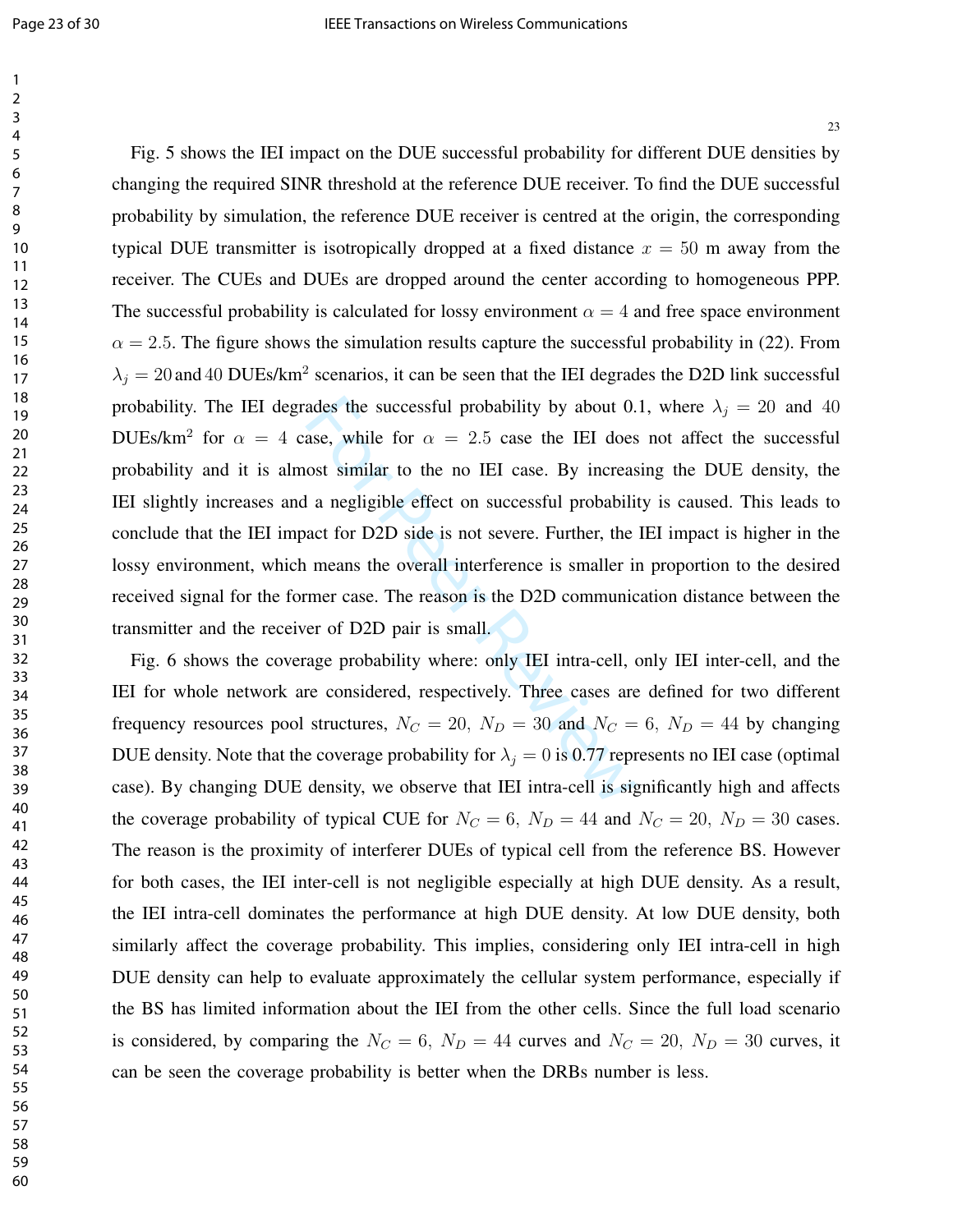Fig. 5 shows the IEI impact on the DUE successful probability for different DUE densities by changing the required SINR threshold at the reference DUE receiver. To find the DUE successful probability by simulation, the reference DUE receiver is centred at the origin, the corresponding typical DUE transmitter is isotropically dropped at a fixed distance $x = 50$ m away from the receiver. The CUEs and DUEs are dropped around the center according to homogeneous PPP. The successful probability is calculated for lossy environment $\alpha = 4$ and free space environment $\alpha = 2.5$. The figure shows the simulation results capture the successful probability in (22). From $\lambda_j = 20$ and $40$ DUEs/km$^2$ scenarios, it can be seen that the IEI degrades the D2D link successful probability. The IEI degrades the successful probability by about 0.1, where $\lambda_j = 20$ and $40$ DUEs/km$^2$ for $\alpha = 4$ case, while for $\alpha = 2.5$ case the IEI does not affect the successful probability and it is almost similar to the no IEI case. By increasing the DUE density, the IEI slightly increases and a negligible effect on successful probability is caused. This leads to conclude that the IEI impact for D2D side is not severe. Further, the IEI impact is higher in the lossy environment, which means the overall interference is smaller in proportion to the desired received signal for the former case. The reason is the D2D communication distance between the transmitter and the receiver of D2D pair is small.

Fig. 6 shows the coverage probability where: only IEI intra-cell, only IEI inter-cell, and the IEI for whole network are considered, respectively. Three cases are defined for two different frequency resources pool structures, $N_C = 20,\ N_D = 30$ and $N_C = 6,\ N_D = 44$ by changing DUE density. Note that the coverage probability for $\lambda_j = 0$ is 0.77 represents no IEI case (optimal case). By changing DUE density, we observe that IEI intra-cell is significantly high and affects the coverage probability of typical CUE for $N_C = 6,\ N_D = 44$ and $N_C = 20,\ N_D = 30$ cases. The reason is the proximity of interferer DUEs of typical cell from the reference BS. However for both cases, the IEI inter-cell is not negligible especially at high DUE density. As a result, the IEI intra-cell dominates the performance at high DUE density. At low DUE density, both similarly affect the coverage probability. This implies, considering only IEI intra-cell in high DUE density can help to evaluate approximately the cellular system performance, especially if the BS has limited information about the IEI from the other cells. Since the full load scenario is considered, by comparing the $N_C = 6,\ N_D = 44$ curves and $N_C = 20,\ N_D = 30$ curves, it can be seen the coverage probability is better when the DRBs number is less.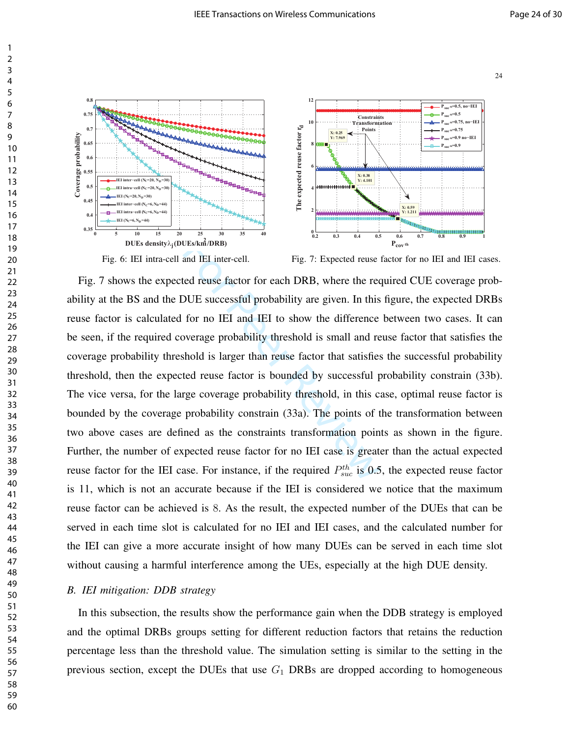Fig. 6: IEI intra-cell and IEI inter-cell.

Fig. 7: Expected reuse factor for no IEI and IEI cases.

Fig. 7 shows the expected reuse factor for each DRB, where the required CUE coverage probability at the BS and the DUE successful probability are given. In this figure, the expected DRBs reuse factor is calculated for no IEI and IEI to show the difference between two cases. It can be seen, if the required coverage probability threshold is small and reuse factor that satisfies the coverage probability threshold is larger than reuse factor that satisfies the successful probability threshold, then the expected reuse factor is bounded by successful probability constrain (33b). The vice versa, for the large coverage probability threshold, in this case, optimal reuse factor is bounded by the coverage probability constrain (33a). The points of the transformation between two above cases are defined as the constraints transformation points as shown in the figure. Further, the number of expected reuse factor for no IEI case is greater than the actual expected reuse factor for the IEI case. For instance, if the required $P_{suc}^{th}$ is 0.5, the expected reuse factor is 11, which is not an accurate because if the IEI is considered we notice that the maximum reuse factor can be achieved is $8$. As the result, the expected number of the DUEs that can be served in each time slot is calculated for no IEI and IEI cases, and the calculated number for the IEI can give a more accurate insight of how many DUEs can be served in each time slot without causing a harmful interference among the UEs, especially at the high DUE density.

### *B. IEI mitigation: DDB strategy*

In this subsection, the results show the performance gain when the DDB strategy is employed and the optimal DRBs groups setting for different reduction factors that retains the reduction percentage less than the threshold value. The simulation setting is similar to the setting in the previous section, except the DUEs that use $G_1$ DRBs are dropped according to homogeneous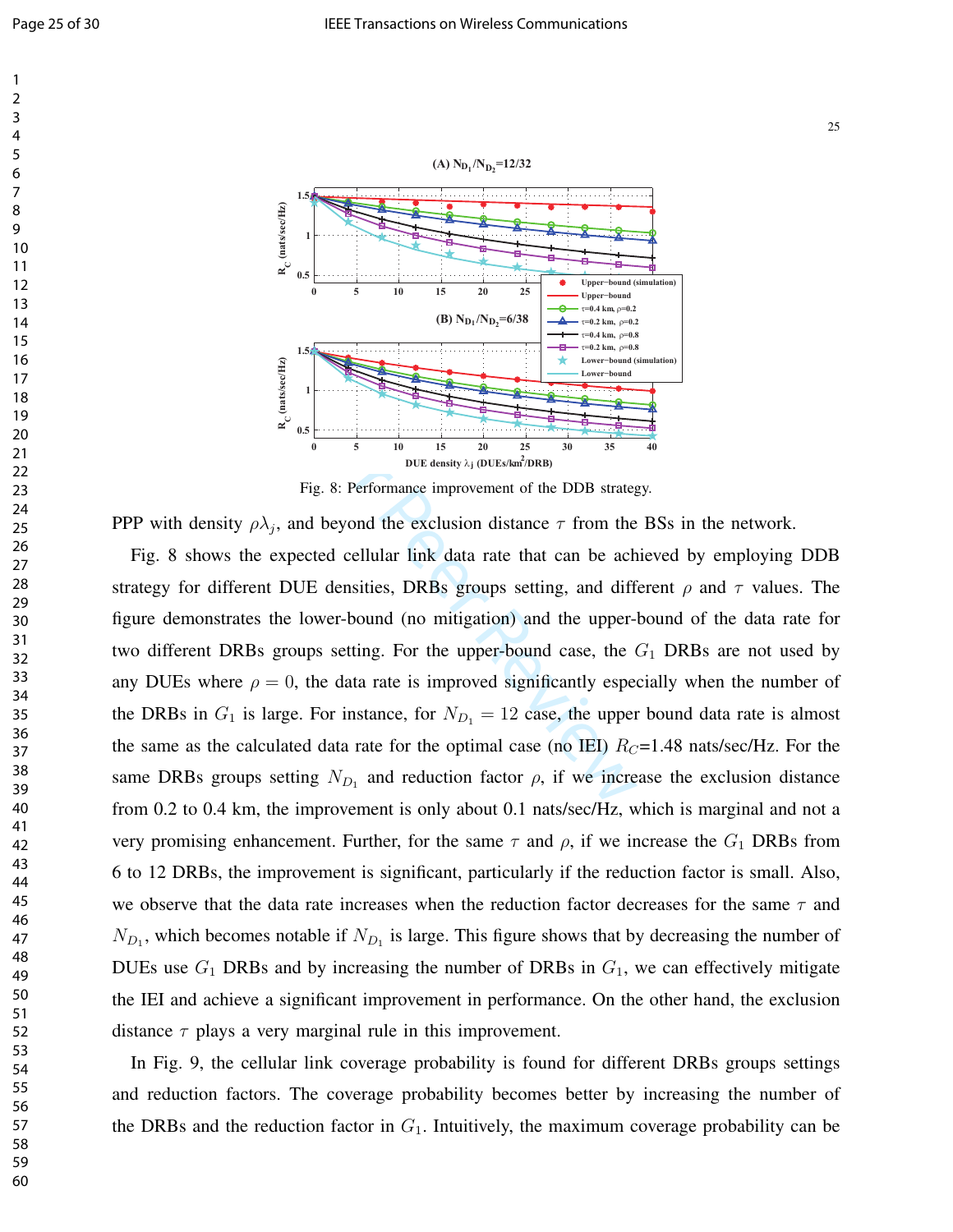Fig. 8: Performance improvement of the DDB strategy.

PPP with density $\rho\lambda_j$, and beyond the exclusion distance $\tau$ from the BSs in the network.

Fig. 8 shows the expected cellular link data rate that can be achieved by employing DDB strategy for different DUE densities, DRBs groups setting, and different $\rho$ and $\tau$ values. The figure demonstrates the lower-bound (no mitigation) and the upper-bound of the data rate for two different DRBs groups setting. For the upper-bound case, the $G_1$ DRBs are not used by any DUEs where $\rho = 0$, the data rate is improved significantly especially when the number of the DRBs in $G_1$ is large. For instance, for $N_{D_1} = 12$ case, the upper bound data rate is almost the same as the calculated data rate for the optimal case (no IEI) $R_C$=1.48 nats/sec/Hz. For the same DRBs groups setting $N_{D_1}$ and reduction factor $\rho$, if we increase the exclusion distance from 0.2 to 0.4 km, the improvement is only about 0.1 nats/sec/Hz, which is marginal and not a very promising enhancement. Further, for the same $\tau$ and $\rho$, if we increase the $G_1$ DRBs from 6 to 12 DRBs, the improvement is significant, particularly if the reduction factor is small. Also, we observe that the data rate increases when the reduction factor decreases for the same $\tau$ and $N_{D_1}$, which becomes notable if $N_{D_1}$ is large. This figure shows that by decreasing the number of DUEs use $G_1$ DRBs and by increasing the number of DRBs in $G_1$, we can effectively mitigate the IEI and achieve a significant improvement in performance. On the other hand, the exclusion distance $\tau$ plays a very marginal rule in this improvement.

In Fig. 9, the cellular link coverage probability is found for different DRBs groups settings and reduction factors. The coverage probability becomes better by increasing the number of the DRBs and the reduction factor in $G_1$. Intuitively, the maximum coverage probability can be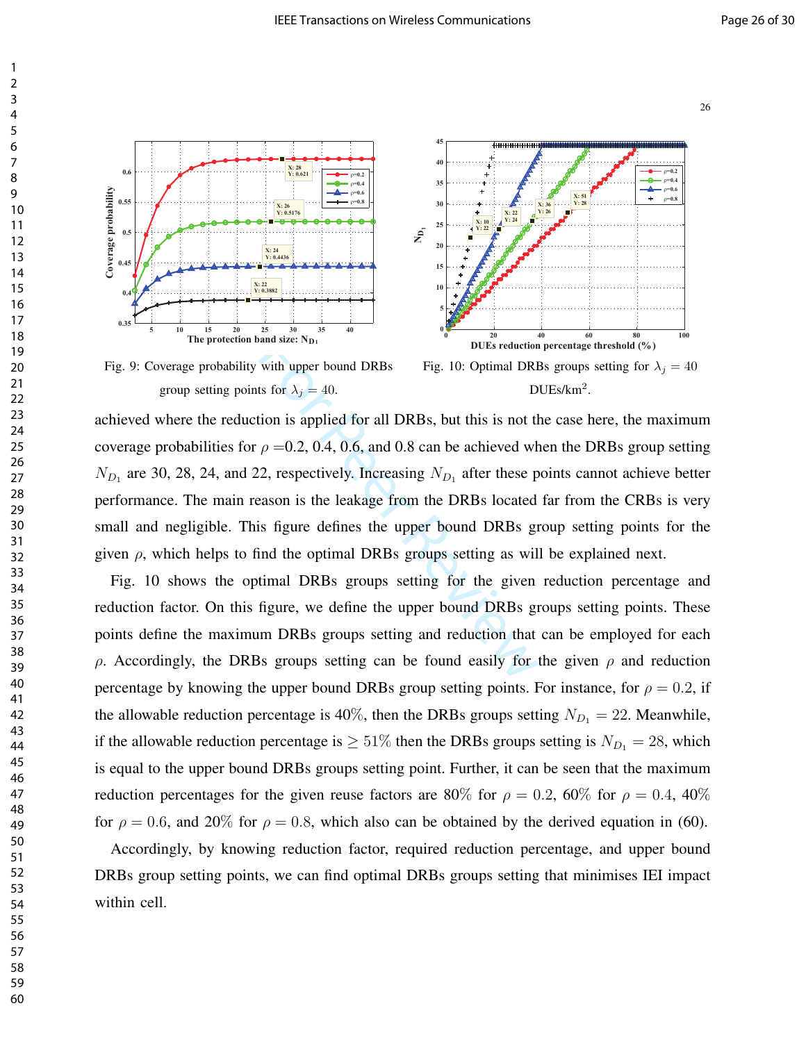Fig. 9: Coverage probability with upper bound DRBs group setting points for $\lambda_j = 40$.

Fig. 10: Optimal DRBs groups setting for $\lambda_j = 40$ DUEs/km$^2$.

achieved where the reduction is applied for all DRBs, but this is not the case here, the maximum coverage probabilities for $\rho$ =0.2, 0.4, 0.6, and 0.8 can be achieved when the DRBs group setting $N_{D_1}$ are 30, 28, 24, and 22, respectively. Increasing $N_{D_1}$ after these points cannot achieve better performance. The main reason is the leakage from the DRBs located far from the CRBs is very small and negligible. This figure defines the upper bound DRBs group setting points for the given $\rho$, which helps to find the optimal DRBs groups setting as will be explained next.

Fig. 10 shows the optimal DRBs groups setting for the given reduction percentage and reduction factor. On this figure, we define the upper bound DRBs groups setting points. These points define the maximum DRBs groups setting and reduction that can be employed for each $\rho$. Accordingly, the DRBs groups setting can be found easily for the given $\rho$ and reduction percentage by knowing the upper bound DRBs group setting points. For instance, for $\rho = 0.2$, if the allowable reduction percentage is 40%, then the DRBs groups setting $N_{D_1} = 22$. Meanwhile, if the allowable reduction percentage is $\geq 51\%$ then the DRBs groups setting is $N_{D_1} = 28$, which is equal to the upper bound DRBs groups setting point. Further, it can be seen that the maximum reduction percentages for the given reuse factors are 80% for $\rho = 0.2$, 60% for $\rho = 0.4$, 40% for $\rho = 0.6$, and 20% for $\rho = 0.8$, which also can be obtained by the derived equation in (60).

Accordingly, by knowing reduction factor, required reduction percentage, and upper bound DRBs group setting points, we can find optimal DRBs groups setting that minimises IEI impact within cell.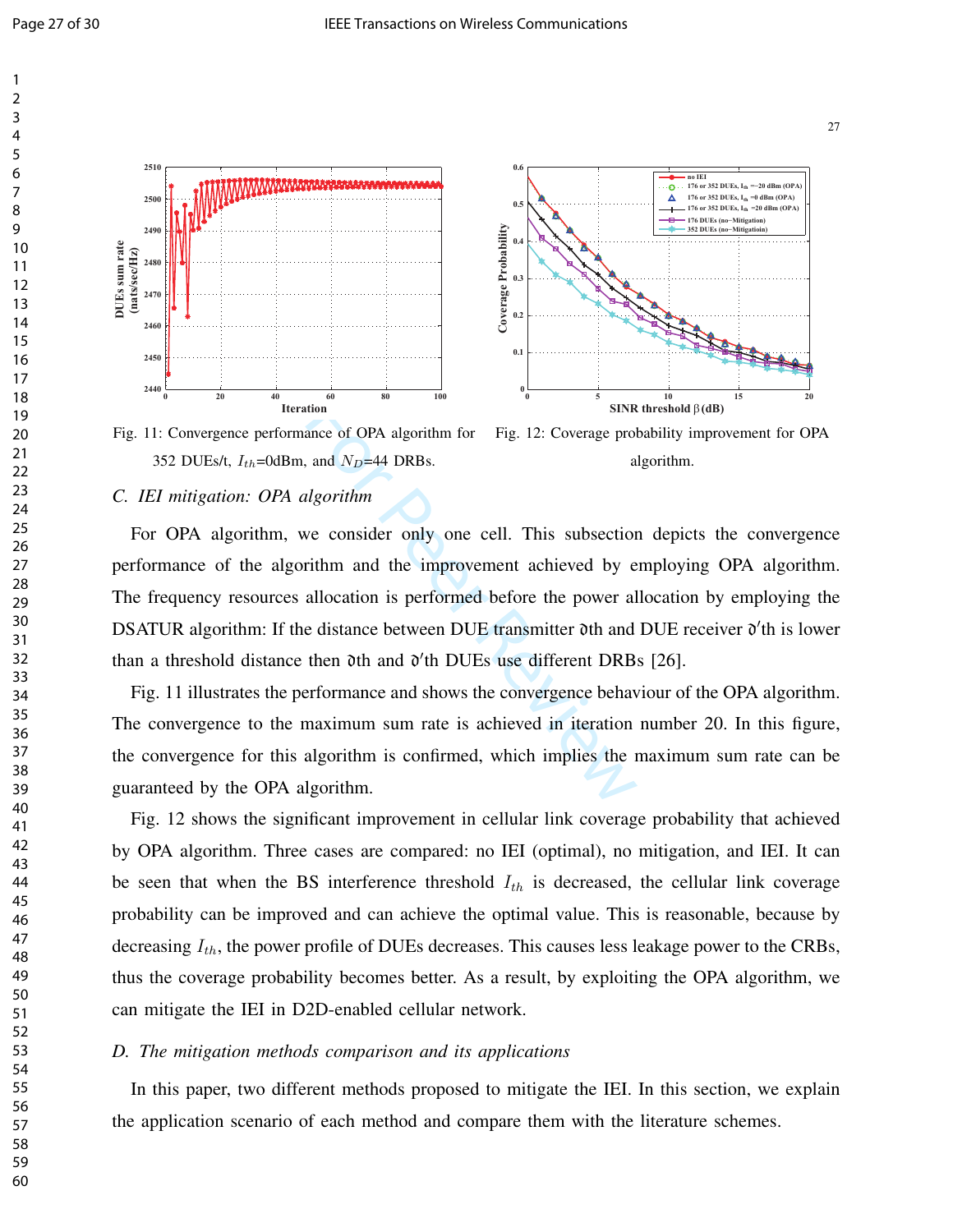Fig. 11: Convergence performance of OPA algorithm for 352 DUEs/t, $I_{th}$=0dBm, and $N_D$=44 DRBs.

Fig. 12: Coverage probability improvement for OPA algorithm.

### C. IEI mitigation: OPA algorithm

For OPA algorithm, we consider only one cell. This subsection depicts the convergence performance of the algorithm and the improvement achieved by employing OPA algorithm. The frequency resources allocation is performed before the power allocation by employing the DSATUR algorithm: If the distance between DUE transmitter $\eth$th and DUE receiver $\eth'$th is lower than a threshold distance then $\eth$th and $\eth'$th DUEs use different DRBs [26].

Fig. 11 illustrates the performance and shows the convergence behaviour of the OPA algorithm. The convergence to the maximum sum rate is achieved in iteration number 20. In this figure, the convergence for this algorithm is confirmed, which implies the maximum sum rate can be guaranteed by the OPA algorithm.

Fig. 12 shows the significant improvement in cellular link coverage probability that achieved by OPA algorithm. Three cases are compared: no IEI (optimal), no mitigation, and IEI. It can be seen that when the BS interference threshold $I_{th}$ is decreased, the cellular link coverage probability can be improved and can achieve the optimal value. This is reasonable, because by decreasing $I_{th}$, the power profile of DUEs decreases. This causes less leakage power to the CRBs, thus the coverage probability becomes better. As a result, by exploiting the OPA algorithm, we can mitigate the IEI in D2D-enabled cellular network.

### D. The mitigation methods comparison and its applications

In this paper, two different methods proposed to mitigate the IEI. In this section, we explain the application scenario of each method and compare them with the literature schemes.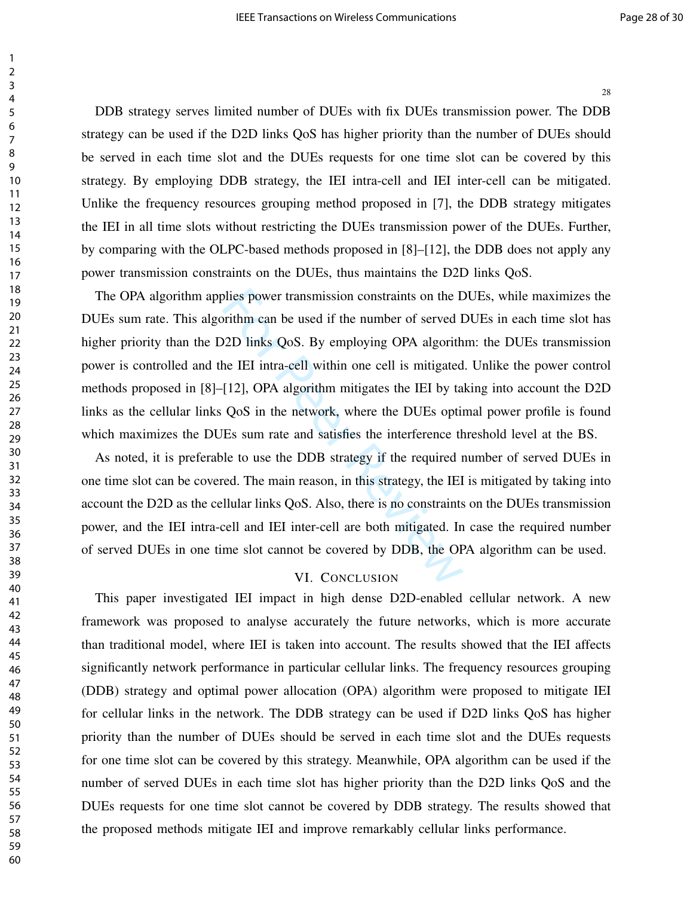DDB strategy serves limited number of DUEs with fix DUEs transmission power. The DDB strategy can be used if the D2D links QoS has higher priority than the number of DUEs should be served in each time slot and the DUEs requests for one time slot can be covered by this strategy. By employing DDB strategy, the IEI intra-cell and IEI inter-cell can be mitigated. Unlike the frequency resources grouping method proposed in [7], the DDB strategy mitigates the IEI in all time slots without restricting the DUEs transmission power of the DUEs. Further, by comparing with the OLPC-based methods proposed in [8]–[12], the DDB does not apply any power transmission constraints on the DUEs, thus maintains the D2D links QoS.

The OPA algorithm applies power transmission constraints on the DUEs, while maximizes the DUEs sum rate. This algorithm can be used if the number of served DUEs in each time slot has higher priority than the D2D links QoS. By employing OPA algorithm: the DUEs transmission power is controlled and the IEI intra-cell within one cell is mitigated. Unlike the power control methods proposed in [8]–[12], OPA algorithm mitigates the IEI by taking into account the D2D links as the cellular links QoS in the network, where the DUEs optimal power profile is found which maximizes the DUEs sum rate and satisfies the interference threshold level at the BS.

As noted, it is preferable to use the DDB strategy if the required number of served DUEs in one time slot can be covered. The main reason, in this strategy, the IEI is mitigated by taking into account the D2D as the cellular links QoS. Also, there is no constraints on the DUEs transmission power, and the IEI intra-cell and IEI inter-cell are both mitigated. In case the required number of served DUEs in one time slot cannot be covered by DDB, the OPA algorithm can be used.

## VI. Conclusion

This paper investigated IEI impact in high dense D2D-enabled cellular network. A new framework was proposed to analyse accurately the future networks, which is more accurate than traditional model, where IEI is taken into account. The results showed that the IEI affects significantly network performance in particular cellular links. The frequency resources grouping (DDB) strategy and optimal power allocation (OPA) algorithm were proposed to mitigate IEI for cellular links in the network. The DDB strategy can be used if D2D links QoS has higher priority than the number of DUEs should be served in each time slot and the DUEs requests for one time slot can be covered by this strategy. Meanwhile, OPA algorithm can be used if the number of served DUEs in each time slot has higher priority than the D2D links QoS and the DUEs requests for one time slot cannot be covered by DDB strategy. The results showed that the proposed methods mitigate IEI and improve remarkably cellular links performance.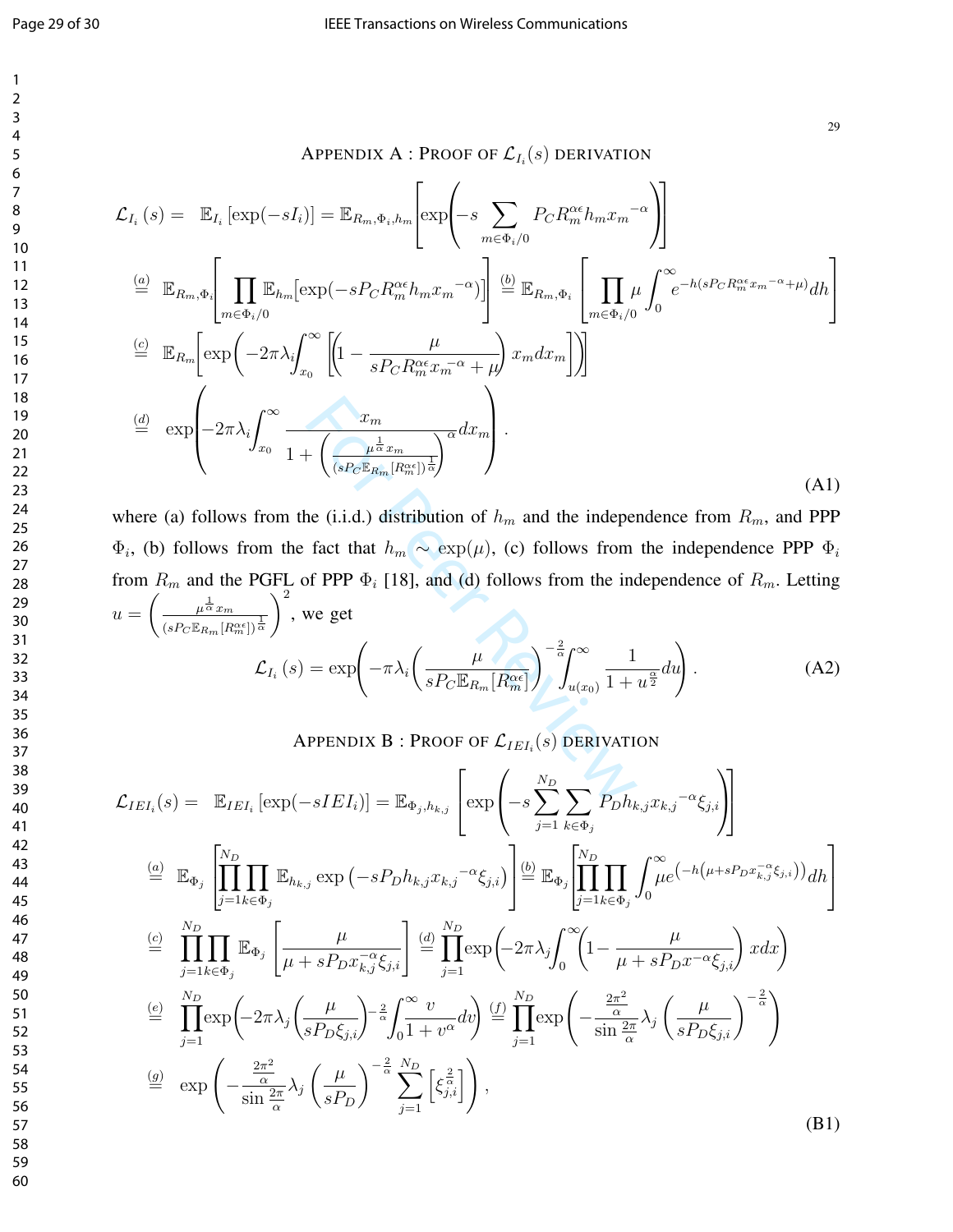## APPENDIX A : PROOF OF $\mathcal{L}_{I_i}(s)$ DERIVATION

$$
\begin{aligned}
\mathcal{L}_{I_i}(s) =&\ \mathbb{E}_{I_i}\left[\exp(-sI_i)\right] = \mathbb{E}_{R_m,\Phi_i,h_m}\left[\exp\left(-s\sum_{m\in\Phi_i/0} P_C R_m^{\alpha\epsilon} h_m {x_m}^{-\alpha}\right)\right] \\
\overset{(a)}{=}&\ \mathbb{E}_{R_m,\Phi_i}\left[\prod_{m\in\Phi_i/0}\mathbb{E}_{h_m}\left[\exp(-sP_C R_m^{\alpha\epsilon} h_m {x_m}^{-\alpha})\right]\right] \overset{(b)}{=} \mathbb{E}_{R_m,\Phi_i}\left[\prod_{m\in\Phi_i/0}\mu\int_0^\infty e^{-h(sP_C R_m^{\alpha\epsilon}{x_m}^{-\alpha}+\mu)}dh\right] \\
\overset{(c)}{=}&\ \mathbb{E}_{R_m}\left[\exp\left(-2\pi\lambda_i\int_{x_0}^\infty\left[\left(1-\frac{\mu}{sP_C R_m^{\alpha\epsilon}x_m^{-\alpha}+\mu}\right)x_m dx_m\right]\right)\right] \\
\overset{(d)}{=}&\ \exp\left(-2\pi\lambda_i\int_{x_0}^\infty\frac{x_m}{1+\left(\frac{\mu^{\frac{1}{\alpha}}x_m}{(sP_C\mathbb{E}_{R_m}[R_m^{\alpha\epsilon}])^{\frac{1}{\alpha}}}\right)^\alpha}dx_m\right).
\end{aligned}
\tag{A1}
$$

where (a) follows from the (i.i.d.) distribution of $h_m$ and the independence from $R_m$, and PPP $\Phi_i$, (b) follows from the fact that $h_m\sim\exp(\mu)$, (c) follows from the independence PPP $\Phi_i$ from $R_m$ and the PGFL of PPP $\Phi_i$ [18], and (d) follows from the independence of $R_m$. Letting $u=\left(\frac{\mu^{\frac{1}{\alpha}}x_m}{(sP_C\mathbb{E}_{R_m}[R_m^{\alpha\epsilon}])^{\frac{1}{\alpha}}}\right)^2$, we get

$$
\mathcal{L}_{I_i}(s) = \exp\left(-\pi\lambda_i\left(\frac{\mu}{sP_C\mathbb{E}_{R_m}[R_m^{\alpha\epsilon}]}\right)^{-\frac{2}{\alpha}}\int_{u(x_0)}^\infty\frac{1}{1+u^{\frac{\alpha}{2}}}du\right).
\tag{A2}
$$

## APPENDIX B : PROOF OF $\mathcal{L}_{IEI_i}(s)$ DERIVATION

$$
\begin{aligned}
\mathcal{L}_{IEI_i}(s) =&\ \mathbb{E}_{IEI_i}\left[\exp(-sIEI_i)\right] = \mathbb{E}_{\Phi_j,h_{k,j}}\left[\exp\left(-s\sum_{j=1}^{N_D}\sum_{k\in\Phi_j}P_D h_{k,j}{x_{k,j}}^{-\alpha}\xi_{j,i}\right)\right] \\
\overset{(a)}{=}&\ \mathbb{E}_{\Phi_j}\left[\prod_{j=1}^{N_D}\prod_{k\in\Phi_j}\mathbb{E}_{h_{k,j}}\exp\left(-sP_D h_{k,j}{x_{k,j}}^{-\alpha}\xi_{j,i}\right)\right] \overset{(b)}{=} \mathbb{E}_{\Phi_j}\left[\prod_{j=1}^{N_D}\prod_{k\in\Phi_j}\int_0^\infty \mu e^{\left(-h\left(\mu+sP_D x_{k,j}^{-\alpha}\xi_{j,i}\right)\right)}dh\right] \\
\overset{(c)}{=}&\ \prod_{j=1}^{N_D}\prod_{k\in\Phi_j}\mathbb{E}_{\Phi_j}\left[\frac{\mu}{\mu+sP_D x_{k,j}^{-\alpha}\xi_{j,i}}\right] \overset{(d)}{=} \prod_{j=1}^{N_D}\exp\left(-2\pi\lambda_j\int_0^\infty\left(1-\frac{\mu}{\mu+sP_D x^{-\alpha}\xi_{j,i}}\right)xdx\right) \\
\overset{(e)}{=}&\ \prod_{j=1}^{N_D}\exp\left(-2\pi\lambda_j\left(\frac{\mu}{sP_D\xi_{j,i}}\right)^{-\frac{2}{\alpha}}\int_0^\infty\frac{v}{1+v^\alpha}dv\right) \overset{(f)}{=} \prod_{j=1}^{N_D}\exp\left(-\frac{\frac{2\pi^2}{\alpha}}{\sin\frac{2\pi}{\alpha}}\lambda_j\left(\frac{\mu}{sP_D\xi_{j,i}}\right)^{-\frac{2}{\alpha}}\right) \\
\overset{(g)}{=}&\ \exp\left(-\frac{\frac{2\pi^2}{\alpha}}{\sin\frac{2\pi}{\alpha}}\lambda_j\left(\frac{\mu}{sP_D}\right)^{-\frac{2}{\alpha}}\sum_{j=1}^{N_D}\left[\xi_{j,i}^{\frac{2}{\alpha}}\right]\right),
\end{aligned}
\tag{B1}
$$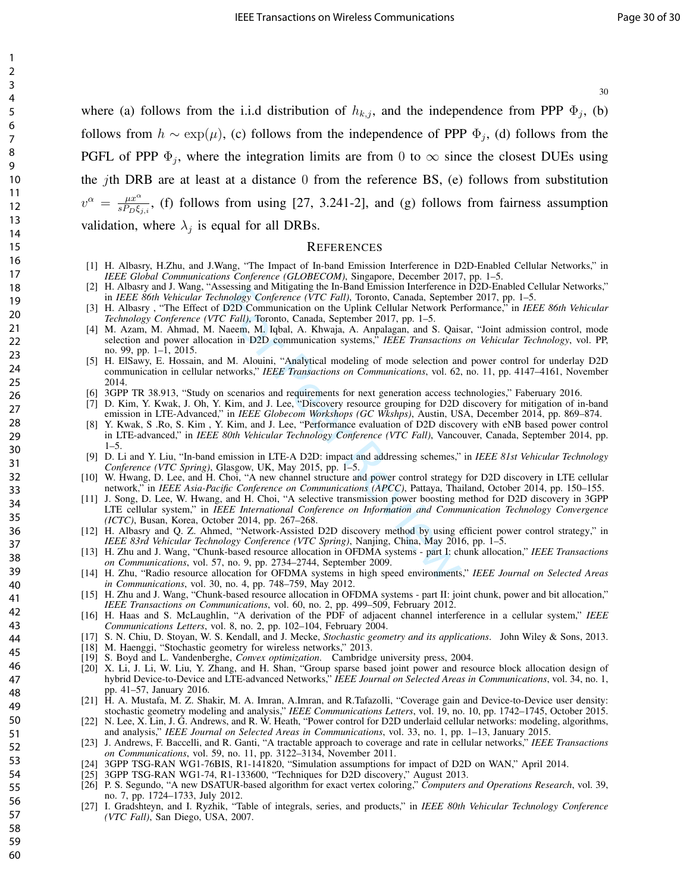where (a) follows from the i.i.d distribution of $h_{k,j}$, and the independence from PPP $\Phi_j$, (b) follows from $h \sim \exp(\mu)$, (c) follows from the independence of PPP $\Phi_j$, (d) follows from the PGFL of PPP $\Phi_j$, where the integration limits are from 0 to $\infty$ since the closest DUEs using the $j$th DRB are at least at a distance 0 from the reference BS, (e) follows from substitution $v^\alpha = \frac{\mu x^\alpha}{s P_D \xi_{j,i}}$, (f) follows from using [27, 3.241-2], and (g) follows from fairness assumption validation, where $\lambda_j$ is equal for all DRBs.

## REFERENCES

[1] H. Albasry, H.Zhu, and J.Wang, "The Impact of In-band Emission Interference in D2D-Enabled Cellular Networks," in *IEEE Global Communications Conference (GLOBECOM)*, Singapore, December 2017, pp. 1–5.

[2] H. Albasry and J. Wang, "Assessing and Mitigating the In-Band Emission Interference in D2D-Enabled Cellular Networks," in *IEEE 86th Vehicular Technology Conference (VTC Fall)*, Toronto, Canada, September 2017, pp. 1–5.

[3] H. Albasry , "The Effect of D2D Communication on the Uplink Cellular Network Performance," in *IEEE 86th Vehicular Technology Conference (VTC Fall)*, Toronto, Canada, September 2017, pp. 1–5.

[4] M. Azam, M. Ahmad, M. Naeem, M. Iqbal, A. Khwaja, A. Anpalagan, and S. Qaisar, "Joint admission control, mode selection and power allocation in D2D communication systems," *IEEE Transactions on Vehicular Technology*, vol. PP, no. 99, pp. 1–1, 2015.

[5] H. ElSawy, E. Hossain, and M. Alouini, "Analytical modeling of mode selection and power control for underlay D2D communication in cellular networks," *IEEE Transactions on Communications*, vol. 62, no. 11, pp. 4147–4161, November 2014.

[6] 3GPP TR 38.913, "Study on scenarios and requirements for next generation access technologies," Faberuary 2016.

[7] D. Kim, Y. Kwak, J. Oh, Y. Kim, and J. Lee, "Discovery resource grouping for D2D discovery for mitigation of in-band emission in LTE-Advanced," in *IEEE Globecom Workshops (GC Wkshps)*, Austin, USA, December 2014, pp. 869–874.

[8] Y. Kwak, S .Ro, S. Kim , Y. Kim, and J. Lee, "Performance evaluation of D2D discovery with eNB based power control in LTE-advanced," in *IEEE 80th Vehicular Technology Conference (VTC Fall)*, Vancouver, Canada, September 2014, pp. 1–5.

[9] D. Li and Y. Liu, "In-band emission in LTE-A D2D: impact and addressing schemes," in *IEEE 81st Vehicular Technology Conference (VTC Spring)*, Glasgow, UK, May 2015, pp. 1–5.

[10] W. Hwang, D. Lee, and H. Choi, "A new channel structure and power control strategy for D2D discovery in LTE cellular network," in *IEEE Asia-Pacific Conference on Communications (APCC)*, Pattaya, Thailand, October 2014, pp. 150–155.

[11] J. Song, D. Lee, W. Hwang, and H. Choi, "A selective transmission power boosting method for D2D discovery in 3GPP LTE cellular system," in *IEEE International Conference on Information and Communication Technology Convergence (ICTC)*, Busan, Korea, October 2014, pp. 267–268.

[12] H. Albasry and Q. Z. Ahmed, "Network-Assisted D2D discovery method by using efficient power control strategy," in *IEEE 83rd Vehicular Technology Conference (VTC Spring)*, Nanjing, China, May 2016, pp. 1–5.

[13] H. Zhu and J. Wang, "Chunk-based resource allocation in OFDMA systems - part I: chunk allocation," *IEEE Transactions on Communications*, vol. 57, no. 9, pp. 2734–2744, September 2009.

[14] H. Zhu, "Radio resource allocation for OFDMA systems in high speed environments," *IEEE Journal on Selected Areas in Communications*, vol. 30, no. 4, pp. 748–759, May 2012.

[15] H. Zhu and J. Wang, "Chunk-based resource allocation in OFDMA systems - part II: joint chunk, power and bit allocation," *IEEE Transactions on Communications*, vol. 60, no. 2, pp. 499–509, February 2012.

[16] H. Haas and S. McLaughlin, "A derivation of the PDF of adjacent channel interference in a cellular system," *IEEE Communications Letters*, vol. 8, no. 2, pp. 102–104, February 2004.

[17] S. N. Chiu, D. Stoyan, W. S. Kendall, and J. Mecke, *Stochastic geometry and its applications*. John Wiley & Sons, 2013.

[18] M. Haenggi, "Stochastic geometry for wireless networks," 2013.

[19] S. Boyd and L. Vandenberghe, *Convex optimization*. Cambridge university press, 2004.

[20] X. Li, J. Li, W. Liu, Y. Zhang, and H. Shan, "Group sparse based joint power and resource block allocation design of hybrid Device-to-Device and LTE-advanced Networks," *IEEE Journal on Selected Areas in Communications*, vol. 34, no. 1, pp. 41–57, January 2016.

[21] H. A. Mustafa, M. Z. Shakir, M. A. Imran, A.Imran, and R.Tafazolli, "Coverage gain and Device-to-Device user density: stochastic geometry modeling and analysis," *IEEE Communications Letters*, vol. 19, no. 10, pp. 1742–1745, October 2015.

[22] N. Lee, X. Lin, J. G. Andrews, and R. W. Heath, "Power control for D2D underlaid cellular networks: modeling, algorithms, and analysis," *IEEE Journal on Selected Areas in Communications*, vol. 33, no. 1, pp. 1–13, January 2015.

[23] J. Andrews, F. Baccelli, and R. Ganti, "A tractable approach to coverage and rate in cellular networks," *IEEE Transactions on Communications*, vol. 59, no. 11, pp. 3122–3134, November 2011.

[24] 3GPP TSG-RAN WG1-76BIS, R1-141820, "Simulation assumptions for impact of D2D on WAN," April 2014.

[25] 3GPP TSG-RAN WG1-74, R1-133600, "Techniques for D2D discovery," August 2013.

[26] P. S. Segundo, "A new DSATUR-based algorithm for exact vertex coloring," *Computers and Operations Research*, vol. 39, no. 7, pp. 1724–1733, July 2012.

[27] I. Gradshteyn, and I. Ryzhik, "Table of integrals, series, and products," in *IEEE 80th Vehicular Technology Conference (VTC Fall)*, San Diego, USA, 2007.